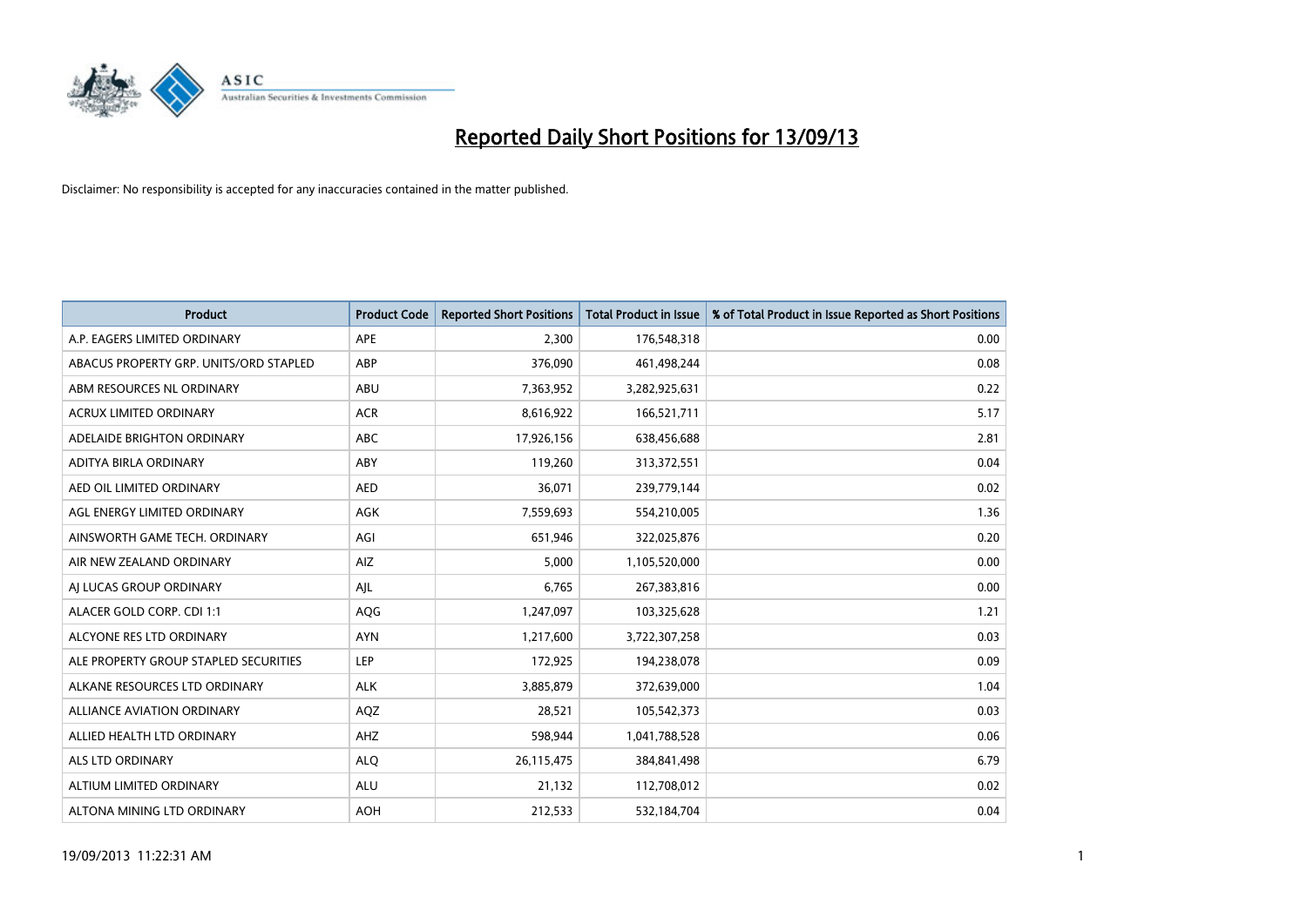# Reported Daily Short Positions for 13/09/13

Disclaimer: No responsibility is accepted for any inaccuracies contained in the matter published.

| Product | Product Code | Reported Short Positions | Total Product in Issue | % of Total Product in Issue Reported as Short Positions |
|---|---|---|---|---|
| A.P. EAGERS LIMITED ORDINARY | APE | 2,300 | 176,548,318 | 0.00 |
| ABACUS PROPERTY GRP. UNITS/ORD STAPLED | ABP | 376,090 | 461,498,244 | 0.08 |
| ABM RESOURCES NL ORDINARY | ABU | 7,363,952 | 3,282,925,631 | 0.22 |
| ACRUX LIMITED ORDINARY | ACR | 8,616,922 | 166,521,711 | 5.17 |
| ADELAIDE BRIGHTON ORDINARY | ABC | 17,926,156 | 638,456,688 | 2.81 |
| ADITYA BIRLA ORDINARY | ABY | 119,260 | 313,372,551 | 0.04 |
| AED OIL LIMITED ORDINARY | AED | 36,071 | 239,779,144 | 0.02 |
| AGL ENERGY LIMITED ORDINARY | AGK | 7,559,693 | 554,210,005 | 1.36 |
| AINSWORTH GAME TECH. ORDINARY | AGI | 651,946 | 322,025,876 | 0.20 |
| AIR NEW ZEALAND ORDINARY | AIZ | 5,000 | 1,105,520,000 | 0.00 |
| AJ LUCAS GROUP ORDINARY | AJL | 6,765 | 267,383,816 | 0.00 |
| ALACER GOLD CORP. CDI 1:1 | AQG | 1,247,097 | 103,325,628 | 1.21 |
| ALCYONE RES LTD ORDINARY | AYN | 1,217,600 | 3,722,307,258 | 0.03 |
| ALE PROPERTY GROUP STAPLED SECURITIES | LEP | 172,925 | 194,238,078 | 0.09 |
| ALKANE RESOURCES LTD ORDINARY | ALK | 3,885,879 | 372,639,000 | 1.04 |
| ALLIANCE AVIATION ORDINARY | AQZ | 28,521 | 105,542,373 | 0.03 |
| ALLIED HEALTH LTD ORDINARY | AHZ | 598,944 | 1,041,788,528 | 0.06 |
| ALS LTD ORDINARY | ALQ | 26,115,475 | 384,841,498 | 6.79 |
| ALTIUM LIMITED ORDINARY | ALU | 21,132 | 112,708,012 | 0.02 |
| ALTONA MINING LTD ORDINARY | AOH | 212,533 | 532,184,704 | 0.04 |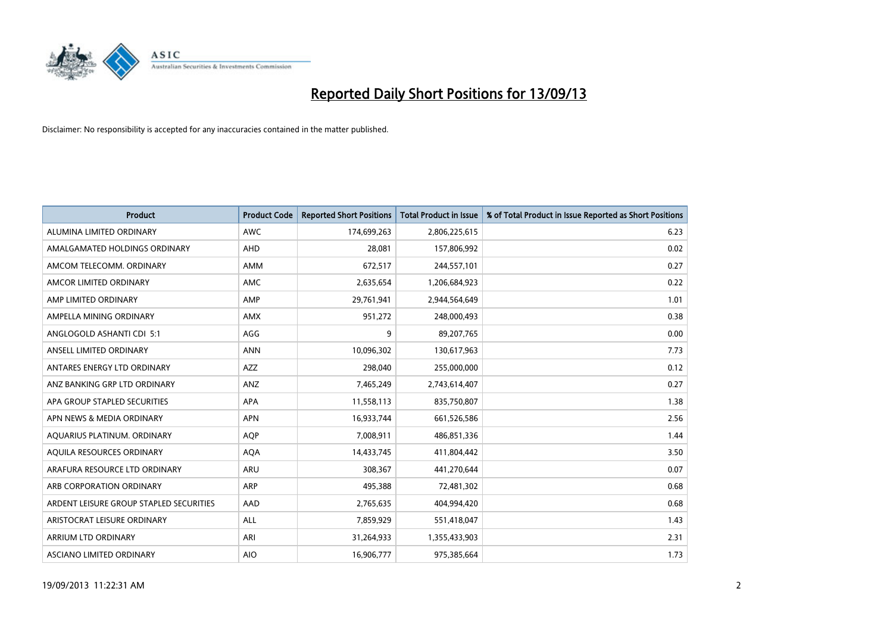# Reported Daily Short Positions for 13/09/13

Disclaimer: No responsibility is accepted for any inaccuracies contained in the matter published.

| Product | Product Code | Reported Short Positions | Total Product in Issue | % of Total Product in Issue Reported as Short Positions |
|---|---|---|---|---|
| ALUMINA LIMITED ORDINARY | AWC | 174,699,263 | 2,806,225,615 | 6.23 |
| AMALGAMATED HOLDINGS ORDINARY | AHD | 28,081 | 157,806,992 | 0.02 |
| AMCOM TELECOMM. ORDINARY | AMM | 672,517 | 244,557,101 | 0.27 |
| AMCOR LIMITED ORDINARY | AMC | 2,635,654 | 1,206,684,923 | 0.22 |
| AMP LIMITED ORDINARY | AMP | 29,761,941 | 2,944,564,649 | 1.01 |
| AMPELLA MINING ORDINARY | AMX | 951,272 | 248,000,493 | 0.38 |
| ANGLOGOLD ASHANTI CDI 5:1 | AGG | 9 | 89,207,765 | 0.00 |
| ANSELL LIMITED ORDINARY | ANN | 10,096,302 | 130,617,963 | 7.73 |
| ANTARES ENERGY LTD ORDINARY | AZZ | 298,040 | 255,000,000 | 0.12 |
| ANZ BANKING GRP LTD ORDINARY | ANZ | 7,465,249 | 2,743,614,407 | 0.27 |
| APA GROUP STAPLED SECURITIES | APA | 11,558,113 | 835,750,807 | 1.38 |
| APN NEWS & MEDIA ORDINARY | APN | 16,933,744 | 661,526,586 | 2.56 |
| AQUARIUS PLATINUM. ORDINARY | AQP | 7,008,911 | 486,851,336 | 1.44 |
| AQUILA RESOURCES ORDINARY | AQA | 14,433,745 | 411,804,442 | 3.50 |
| ARAFURA RESOURCE LTD ORDINARY | ARU | 308,367 | 441,270,644 | 0.07 |
| ARB CORPORATION ORDINARY | ARP | 495,388 | 72,481,302 | 0.68 |
| ARDENT LEISURE GROUP STAPLED SECURITIES | AAD | 2,765,635 | 404,994,420 | 0.68 |
| ARISTOCRAT LEISURE ORDINARY | ALL | 7,859,929 | 551,418,047 | 1.43 |
| ARRIUM LTD ORDINARY | ARI | 31,264,933 | 1,355,433,903 | 2.31 |
| ASCIANO LIMITED ORDINARY | AIO | 16,906,777 | 975,385,664 | 1.73 |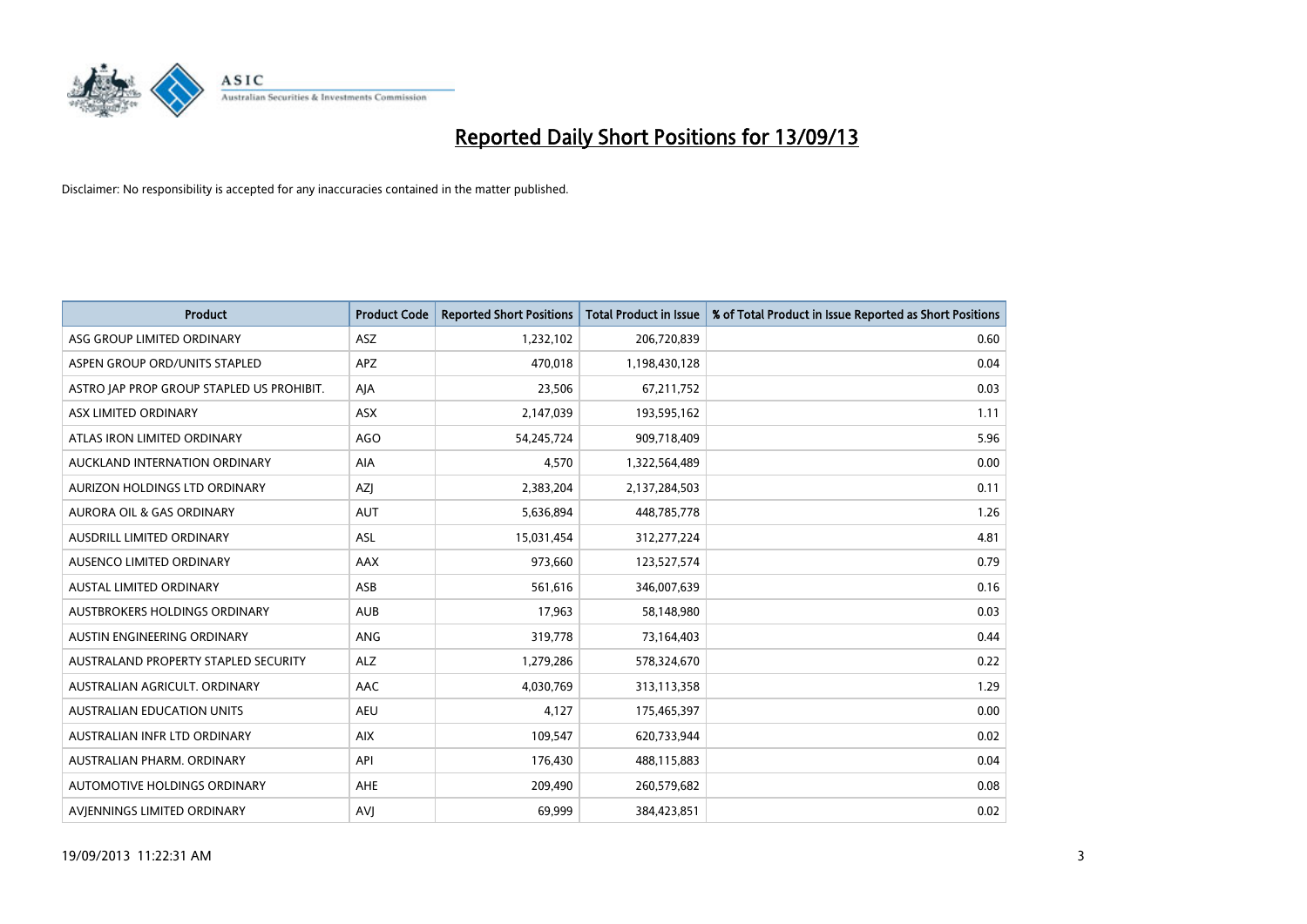# Reported Daily Short Positions for 13/09/13

Disclaimer: No responsibility is accepted for any inaccuracies contained in the matter published.

| Product | Product Code | Reported Short Positions | Total Product in Issue | % of Total Product in Issue Reported as Short Positions |
|---|---|---|---|---|
| ASG GROUP LIMITED ORDINARY | ASZ | 1,232,102 | 206,720,839 | 0.60 |
| ASPEN GROUP ORD/UNITS STAPLED | APZ | 470,018 | 1,198,430,128 | 0.04 |
| ASTRO JAP PROP GROUP STAPLED US PROHIBIT. | AJA | 23,506 | 67,211,752 | 0.03 |
| ASX LIMITED ORDINARY | ASX | 2,147,039 | 193,595,162 | 1.11 |
| ATLAS IRON LIMITED ORDINARY | AGO | 54,245,724 | 909,718,409 | 5.96 |
| AUCKLAND INTERNATION ORDINARY | AIA | 4,570 | 1,322,564,489 | 0.00 |
| AURIZON HOLDINGS LTD ORDINARY | AZJ | 2,383,204 | 2,137,284,503 | 0.11 |
| AURORA OIL & GAS ORDINARY | AUT | 5,636,894 | 448,785,778 | 1.26 |
| AUSDRILL LIMITED ORDINARY | ASL | 15,031,454 | 312,277,224 | 4.81 |
| AUSENCO LIMITED ORDINARY | AAX | 973,660 | 123,527,574 | 0.79 |
| AUSTAL LIMITED ORDINARY | ASB | 561,616 | 346,007,639 | 0.16 |
| AUSTBROKERS HOLDINGS ORDINARY | AUB | 17,963 | 58,148,980 | 0.03 |
| AUSTIN ENGINEERING ORDINARY | ANG | 319,778 | 73,164,403 | 0.44 |
| AUSTRALAND PROPERTY STAPLED SECURITY | ALZ | 1,279,286 | 578,324,670 | 0.22 |
| AUSTRALIAN AGRICULT. ORDINARY | AAC | 4,030,769 | 313,113,358 | 1.29 |
| AUSTRALIAN EDUCATION UNITS | AEU | 4,127 | 175,465,397 | 0.00 |
| AUSTRALIAN INFR LTD ORDINARY | AIX | 109,547 | 620,733,944 | 0.02 |
| AUSTRALIAN PHARM. ORDINARY | API | 176,430 | 488,115,883 | 0.04 |
| AUTOMOTIVE HOLDINGS ORDINARY | AHE | 209,490 | 260,579,682 | 0.08 |
| AVJENNINGS LIMITED ORDINARY | AVJ | 69,999 | 384,423,851 | 0.02 |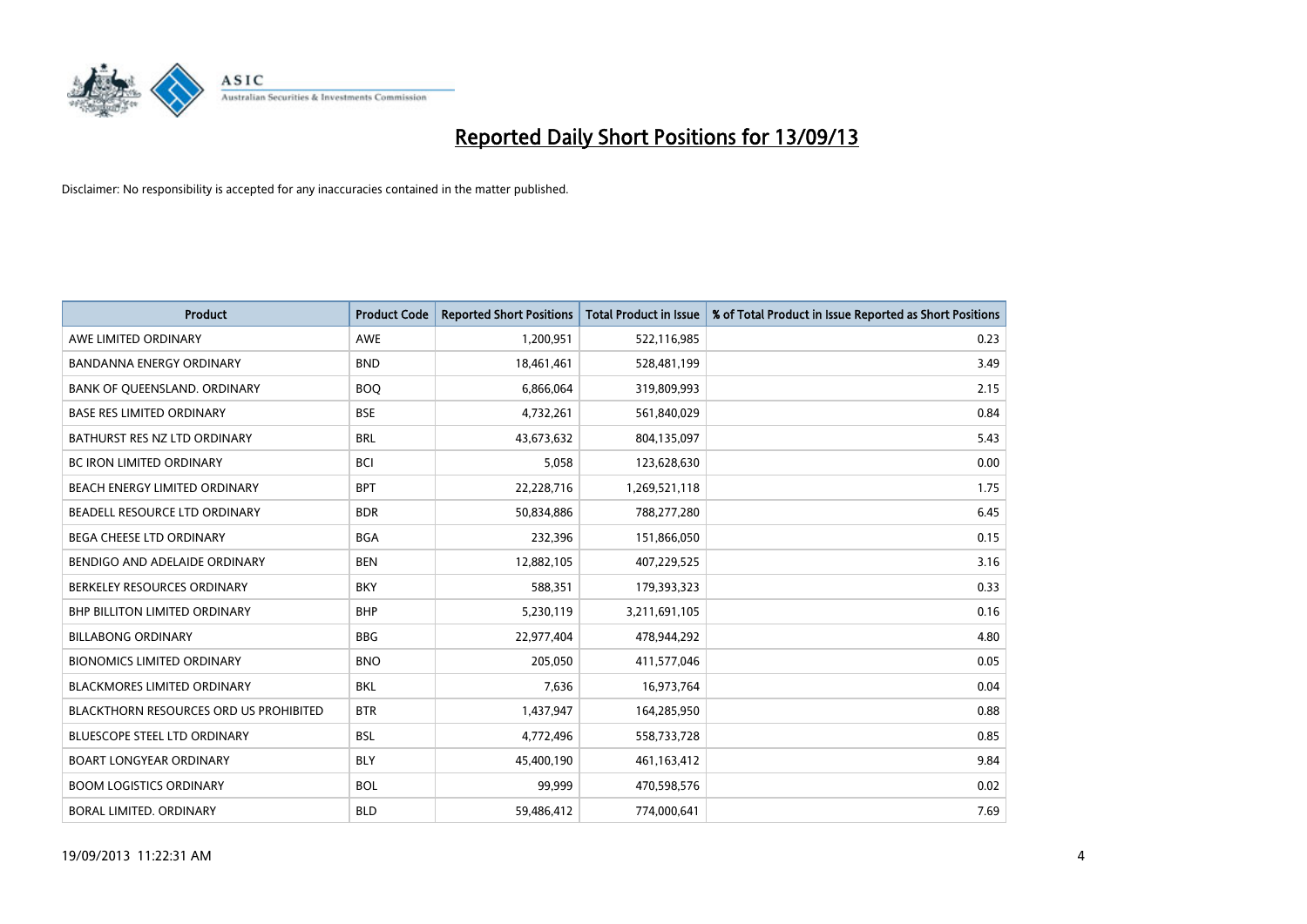# Reported Daily Short Positions for 13/09/13

Disclaimer: No responsibility is accepted for any inaccuracies contained in the matter published.

| Product | Product Code | Reported Short Positions | Total Product in Issue | % of Total Product in Issue Reported as Short Positions |
|---|---|---|---|---|
| AWE LIMITED ORDINARY | AWE | 1,200,951 | 522,116,985 | 0.23 |
| BANDANNA ENERGY ORDINARY | BND | 18,461,461 | 528,481,199 | 3.49 |
| BANK OF QUEENSLAND. ORDINARY | BOQ | 6,866,064 | 319,809,993 | 2.15 |
| BASE RES LIMITED ORDINARY | BSE | 4,732,261 | 561,840,029 | 0.84 |
| BATHURST RES NZ LTD ORDINARY | BRL | 43,673,632 | 804,135,097 | 5.43 |
| BC IRON LIMITED ORDINARY | BCI | 5,058 | 123,628,630 | 0.00 |
| BEACH ENERGY LIMITED ORDINARY | BPT | 22,228,716 | 1,269,521,118 | 1.75 |
| BEADELL RESOURCE LTD ORDINARY | BDR | 50,834,886 | 788,277,280 | 6.45 |
| BEGA CHEESE LTD ORDINARY | BGA | 232,396 | 151,866,050 | 0.15 |
| BENDIGO AND ADELAIDE ORDINARY | BEN | 12,882,105 | 407,229,525 | 3.16 |
| BERKELEY RESOURCES ORDINARY | BKY | 588,351 | 179,393,323 | 0.33 |
| BHP BILLITON LIMITED ORDINARY | BHP | 5,230,119 | 3,211,691,105 | 0.16 |
| BILLABONG ORDINARY | BBG | 22,977,404 | 478,944,292 | 4.80 |
| BIONOMICS LIMITED ORDINARY | BNO | 205,050 | 411,577,046 | 0.05 |
| BLACKMORES LIMITED ORDINARY | BKL | 7,636 | 16,973,764 | 0.04 |
| BLACKTHORN RESOURCES ORD US PROHIBITED | BTR | 1,437,947 | 164,285,950 | 0.88 |
| BLUESCOPE STEEL LTD ORDINARY | BSL | 4,772,496 | 558,733,728 | 0.85 |
| BOART LONGYEAR ORDINARY | BLY | 45,400,190 | 461,163,412 | 9.84 |
| BOOM LOGISTICS ORDINARY | BOL | 99,999 | 470,598,576 | 0.02 |
| BORAL LIMITED. ORDINARY | BLD | 59,486,412 | 774,000,641 | 7.69 |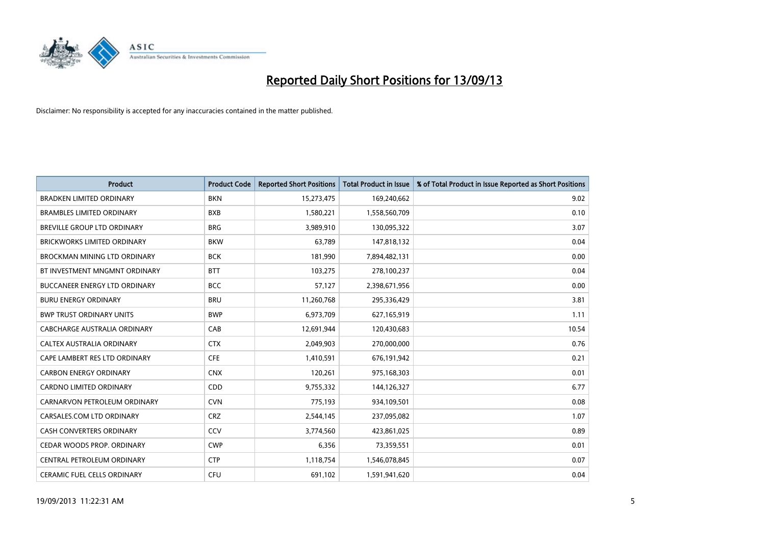# Reported Daily Short Positions for 13/09/13

Disclaimer: No responsibility is accepted for any inaccuracies contained in the matter published.

| Product | Product Code | Reported Short Positions | Total Product in Issue | % of Total Product in Issue Reported as Short Positions |
|---|---|---|---|---|
| BRADKEN LIMITED ORDINARY | BKN | 15,273,475 | 169,240,662 | 9.02 |
| BRAMBLES LIMITED ORDINARY | BXB | 1,580,221 | 1,558,560,709 | 0.10 |
| BREVILLE GROUP LTD ORDINARY | BRG | 3,989,910 | 130,095,322 | 3.07 |
| BRICKWORKS LIMITED ORDINARY | BKW | 63,789 | 147,818,132 | 0.04 |
| BROCKMAN MINING LTD ORDINARY | BCK | 181,990 | 7,894,482,131 | 0.00 |
| BT INVESTMENT MNGMNT ORDINARY | BTT | 103,275 | 278,100,237 | 0.04 |
| BUCCANEER ENERGY LTD ORDINARY | BCC | 57,127 | 2,398,671,956 | 0.00 |
| BURU ENERGY ORDINARY | BRU | 11,260,768 | 295,336,429 | 3.81 |
| BWP TRUST ORDINARY UNITS | BWP | 6,973,709 | 627,165,919 | 1.11 |
| CABCHARGE AUSTRALIA ORDINARY | CAB | 12,691,944 | 120,430,683 | 10.54 |
| CALTEX AUSTRALIA ORDINARY | CTX | 2,049,903 | 270,000,000 | 0.76 |
| CAPE LAMBERT RES LTD ORDINARY | CFE | 1,410,591 | 676,191,942 | 0.21 |
| CARBON ENERGY ORDINARY | CNX | 120,261 | 975,168,303 | 0.01 |
| CARDNO LIMITED ORDINARY | CDD | 9,755,332 | 144,126,327 | 6.77 |
| CARNARVON PETROLEUM ORDINARY | CVN | 775,193 | 934,109,501 | 0.08 |
| CARSALES.COM LTD ORDINARY | CRZ | 2,544,145 | 237,095,082 | 1.07 |
| CASH CONVERTERS ORDINARY | CCV | 3,774,560 | 423,861,025 | 0.89 |
| CEDAR WOODS PROP. ORDINARY | CWP | 6,356 | 73,359,551 | 0.01 |
| CENTRAL PETROLEUM ORDINARY | CTP | 1,118,754 | 1,546,078,845 | 0.07 |
| CERAMIC FUEL CELLS ORDINARY | CFU | 691,102 | 1,591,941,620 | 0.04 |

19/09/2013 11:22:31 AM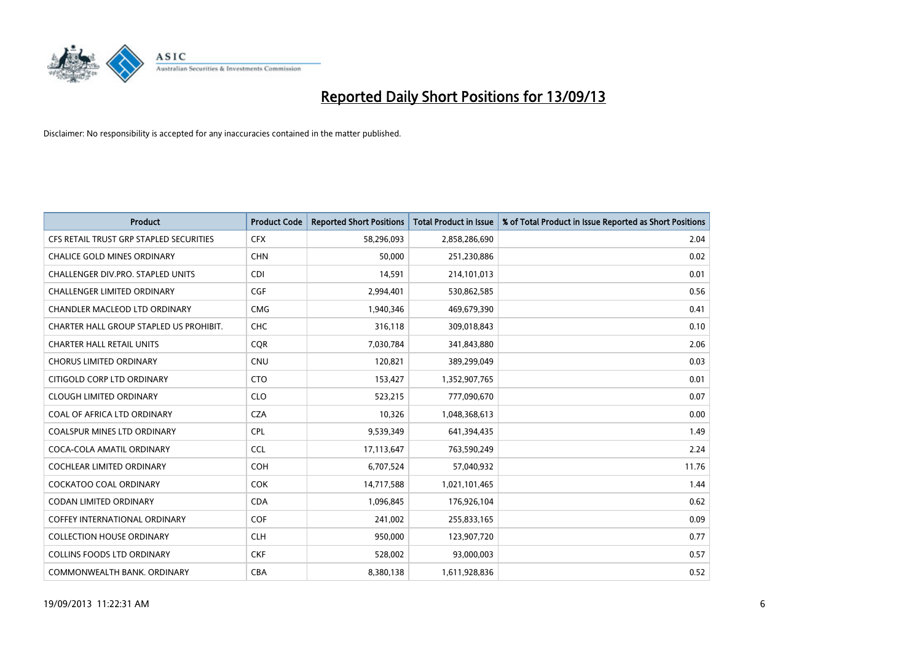# Reported Daily Short Positions for 13/09/13

Disclaimer: No responsibility is accepted for any inaccuracies contained in the matter published.

| Product | Product Code | Reported Short Positions | Total Product in Issue | % of Total Product in Issue Reported as Short Positions |
|---|---|---|---|---|
| CFS RETAIL TRUST GRP STAPLED SECURITIES | CFX | 58,296,093 | 2,858,286,690 | 2.04 |
| CHALICE GOLD MINES ORDINARY | CHN | 50,000 | 251,230,886 | 0.02 |
| CHALLENGER DIV.PRO. STAPLED UNITS | CDI | 14,591 | 214,101,013 | 0.01 |
| CHALLENGER LIMITED ORDINARY | CGF | 2,994,401 | 530,862,585 | 0.56 |
| CHANDLER MACLEOD LTD ORDINARY | CMG | 1,940,346 | 469,679,390 | 0.41 |
| CHARTER HALL GROUP STAPLED US PROHIBIT. | CHC | 316,118 | 309,018,843 | 0.10 |
| CHARTER HALL RETAIL UNITS | CQR | 7,030,784 | 341,843,880 | 2.06 |
| CHORUS LIMITED ORDINARY | CNU | 120,821 | 389,299,049 | 0.03 |
| CITIGOLD CORP LTD ORDINARY | CTO | 153,427 | 1,352,907,765 | 0.01 |
| CLOUGH LIMITED ORDINARY | CLO | 523,215 | 777,090,670 | 0.07 |
| COAL OF AFRICA LTD ORDINARY | CZA | 10,326 | 1,048,368,613 | 0.00 |
| COALSPUR MINES LTD ORDINARY | CPL | 9,539,349 | 641,394,435 | 1.49 |
| COCA-COLA AMATIL ORDINARY | CCL | 17,113,647 | 763,590,249 | 2.24 |
| COCHLEAR LIMITED ORDINARY | COH | 6,707,524 | 57,040,932 | 11.76 |
| COCKATOO COAL ORDINARY | COK | 14,717,588 | 1,021,101,465 | 1.44 |
| CODAN LIMITED ORDINARY | CDA | 1,096,845 | 176,926,104 | 0.62 |
| COFFEY INTERNATIONAL ORDINARY | COF | 241,002 | 255,833,165 | 0.09 |
| COLLECTION HOUSE ORDINARY | CLH | 950,000 | 123,907,720 | 0.77 |
| COLLINS FOODS LTD ORDINARY | CKF | 528,002 | 93,000,003 | 0.57 |
| COMMONWEALTH BANK. ORDINARY | CBA | 8,380,138 | 1,611,928,836 | 0.52 |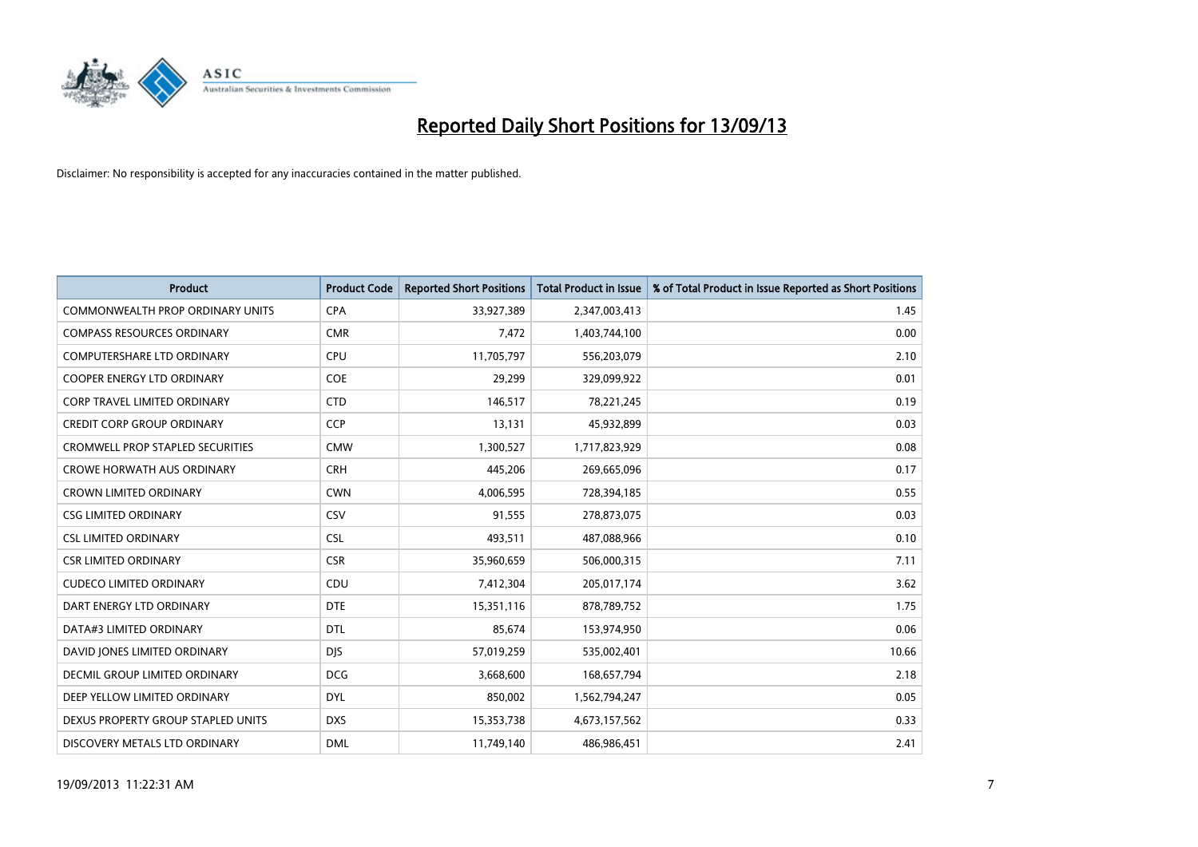# Reported Daily Short Positions for 13/09/13

Disclaimer: No responsibility is accepted for any inaccuracies contained in the matter published.

| Product | Product Code | Reported Short Positions | Total Product in Issue | % of Total Product in Issue Reported as Short Positions |
|---|---|---|---|---|
| COMMONWEALTH PROP ORDINARY UNITS | CPA | 33,927,389 | 2,347,003,413 | 1.45 |
| COMPASS RESOURCES ORDINARY | CMR | 7,472 | 1,403,744,100 | 0.00 |
| COMPUTERSHARE LTD ORDINARY | CPU | 11,705,797 | 556,203,079 | 2.10 |
| COOPER ENERGY LTD ORDINARY | COE | 29,299 | 329,099,922 | 0.01 |
| CORP TRAVEL LIMITED ORDINARY | CTD | 146,517 | 78,221,245 | 0.19 |
| CREDIT CORP GROUP ORDINARY | CCP | 13,131 | 45,932,899 | 0.03 |
| CROMWELL PROP STAPLED SECURITIES | CMW | 1,300,527 | 1,717,823,929 | 0.08 |
| CROWE HORWATH AUS ORDINARY | CRH | 445,206 | 269,665,096 | 0.17 |
| CROWN LIMITED ORDINARY | CWN | 4,006,595 | 728,394,185 | 0.55 |
| CSG LIMITED ORDINARY | CSV | 91,555 | 278,873,075 | 0.03 |
| CSL LIMITED ORDINARY | CSL | 493,511 | 487,088,966 | 0.10 |
| CSR LIMITED ORDINARY | CSR | 35,960,659 | 506,000,315 | 7.11 |
| CUDECO LIMITED ORDINARY | CDU | 7,412,304 | 205,017,174 | 3.62 |
| DART ENERGY LTD ORDINARY | DTE | 15,351,116 | 878,789,752 | 1.75 |
| DATA#3 LIMITED ORDINARY | DTL | 85,674 | 153,974,950 | 0.06 |
| DAVID JONES LIMITED ORDINARY | DJS | 57,019,259 | 535,002,401 | 10.66 |
| DECMIL GROUP LIMITED ORDINARY | DCG | 3,668,600 | 168,657,794 | 2.18 |
| DEEP YELLOW LIMITED ORDINARY | DYL | 850,002 | 1,562,794,247 | 0.05 |
| DEXUS PROPERTY GROUP STAPLED UNITS | DXS | 15,353,738 | 4,673,157,562 | 0.33 |
| DISCOVERY METALS LTD ORDINARY | DML | 11,749,140 | 486,986,451 | 2.41 |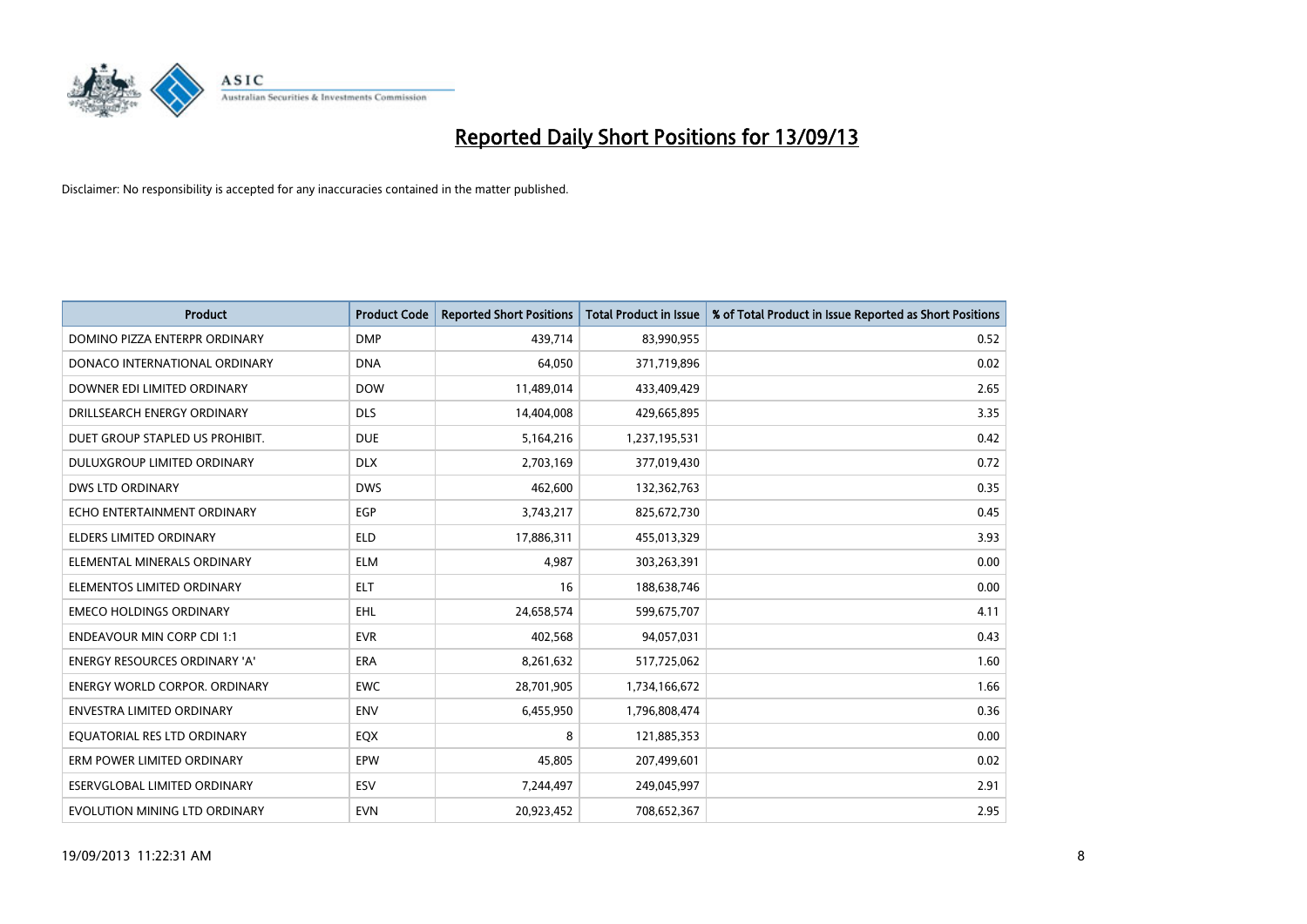# Reported Daily Short Positions for 13/09/13

Disclaimer: No responsibility is accepted for any inaccuracies contained in the matter published.

| Product | Product Code | Reported Short Positions | Total Product in Issue | % of Total Product in Issue Reported as Short Positions |
|---|---|---|---|---|
| DOMINO PIZZA ENTERPR ORDINARY | DMP | 439,714 | 83,990,955 | 0.52 |
| DONACO INTERNATIONAL ORDINARY | DNA | 64,050 | 371,719,896 | 0.02 |
| DOWNER EDI LIMITED ORDINARY | DOW | 11,489,014 | 433,409,429 | 2.65 |
| DRILLSEARCH ENERGY ORDINARY | DLS | 14,404,008 | 429,665,895 | 3.35 |
| DUET GROUP STAPLED US PROHIBIT. | DUE | 5,164,216 | 1,237,195,531 | 0.42 |
| DULUXGROUP LIMITED ORDINARY | DLX | 2,703,169 | 377,019,430 | 0.72 |
| DWS LTD ORDINARY | DWS | 462,600 | 132,362,763 | 0.35 |
| ECHO ENTERTAINMENT ORDINARY | EGP | 3,743,217 | 825,672,730 | 0.45 |
| ELDERS LIMITED ORDINARY | ELD | 17,886,311 | 455,013,329 | 3.93 |
| ELEMENTAL MINERALS ORDINARY | ELM | 4,987 | 303,263,391 | 0.00 |
| ELEMENTOS LIMITED ORDINARY | ELT | 16 | 188,638,746 | 0.00 |
| EMECO HOLDINGS ORDINARY | EHL | 24,658,574 | 599,675,707 | 4.11 |
| ENDEAVOUR MIN CORP CDI 1:1 | EVR | 402,568 | 94,057,031 | 0.43 |
| ENERGY RESOURCES ORDINARY 'A' | ERA | 8,261,632 | 517,725,062 | 1.60 |
| ENERGY WORLD CORPOR. ORDINARY | EWC | 28,701,905 | 1,734,166,672 | 1.66 |
| ENVESTRA LIMITED ORDINARY | ENV | 6,455,950 | 1,796,808,474 | 0.36 |
| EQUATORIAL RES LTD ORDINARY | EQX | 8 | 121,885,353 | 0.00 |
| ERM POWER LIMITED ORDINARY | EPW | 45,805 | 207,499,601 | 0.02 |
| ESERVGLOBAL LIMITED ORDINARY | ESV | 7,244,497 | 249,045,997 | 2.91 |
| EVOLUTION MINING LTD ORDINARY | EVN | 20,923,452 | 708,652,367 | 2.95 |

19/09/2013 11:22:31 AM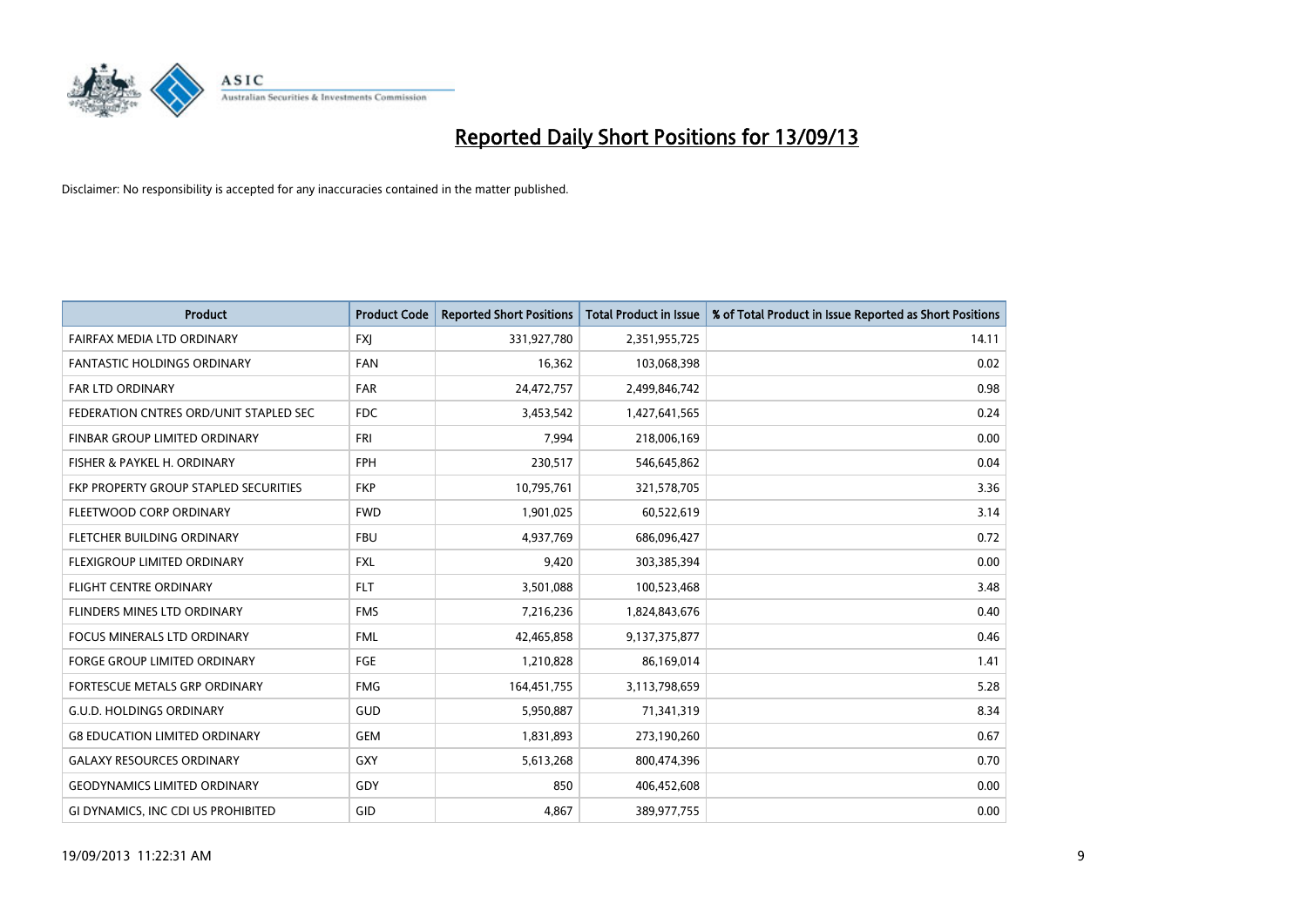# Reported Daily Short Positions for 13/09/13

Disclaimer: No responsibility is accepted for any inaccuracies contained in the matter published.

| Product | Product Code | Reported Short Positions | Total Product in Issue | % of Total Product in Issue Reported as Short Positions |
|---|---|---|---|---|
| FAIRFAX MEDIA LTD ORDINARY | FXJ | 331,927,780 | 2,351,955,725 | 14.11 |
| FANTASTIC HOLDINGS ORDINARY | FAN | 16,362 | 103,068,398 | 0.02 |
| FAR LTD ORDINARY | FAR | 24,472,757 | 2,499,846,742 | 0.98 |
| FEDERATION CNTRES ORD/UNIT STAPLED SEC | FDC | 3,453,542 | 1,427,641,565 | 0.24 |
| FINBAR GROUP LIMITED ORDINARY | FRI | 7,994 | 218,006,169 | 0.00 |
| FISHER & PAYKEL H. ORDINARY | FPH | 230,517 | 546,645,862 | 0.04 |
| FKP PROPERTY GROUP STAPLED SECURITIES | FKP | 10,795,761 | 321,578,705 | 3.36 |
| FLEETWOOD CORP ORDINARY | FWD | 1,901,025 | 60,522,619 | 3.14 |
| FLETCHER BUILDING ORDINARY | FBU | 4,937,769 | 686,096,427 | 0.72 |
| FLEXIGROUP LIMITED ORDINARY | FXL | 9,420 | 303,385,394 | 0.00 |
| FLIGHT CENTRE ORDINARY | FLT | 3,501,088 | 100,523,468 | 3.48 |
| FLINDERS MINES LTD ORDINARY | FMS | 7,216,236 | 1,824,843,676 | 0.40 |
| FOCUS MINERALS LTD ORDINARY | FML | 42,465,858 | 9,137,375,877 | 0.46 |
| FORGE GROUP LIMITED ORDINARY | FGE | 1,210,828 | 86,169,014 | 1.41 |
| FORTESCUE METALS GRP ORDINARY | FMG | 164,451,755 | 3,113,798,659 | 5.28 |
| G.U.D. HOLDINGS ORDINARY | GUD | 5,950,887 | 71,341,319 | 8.34 |
| G8 EDUCATION LIMITED ORDINARY | GEM | 1,831,893 | 273,190,260 | 0.67 |
| GALAXY RESOURCES ORDINARY | GXY | 5,613,268 | 800,474,396 | 0.70 |
| GEODYNAMICS LIMITED ORDINARY | GDY | 850 | 406,452,608 | 0.00 |
| GI DYNAMICS, INC CDI US PROHIBITED | GID | 4,867 | 389,977,755 | 0.00 |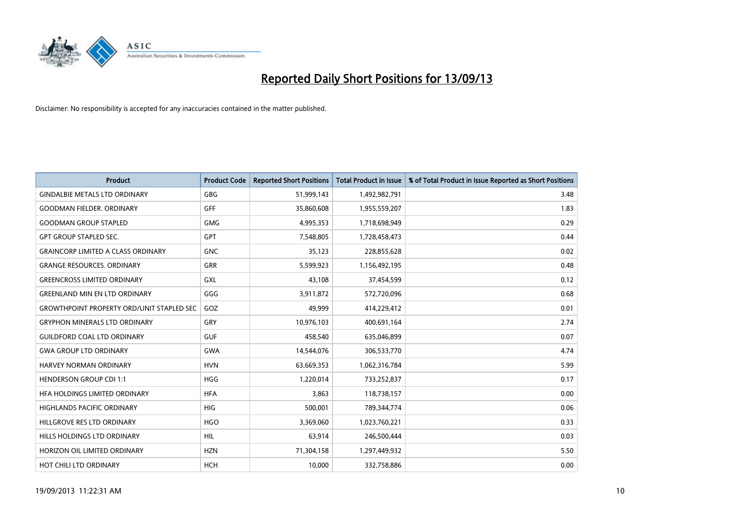# Reported Daily Short Positions for 13/09/13

Disclaimer: No responsibility is accepted for any inaccuracies contained in the matter published.

| Product | Product Code | Reported Short Positions | Total Product in Issue | % of Total Product in Issue Reported as Short Positions |
|---|---|---|---|---|
| GINDALBIE METALS LTD ORDINARY | GBG | 51,999,143 | 1,492,982,791 | 3.48 |
| GOODMAN FIELDER. ORDINARY | GFF | 35,860,608 | 1,955,559,207 | 1.83 |
| GOODMAN GROUP STAPLED | GMG | 4,995,353 | 1,718,698,949 | 0.29 |
| GPT GROUP STAPLED SEC. | GPT | 7,548,805 | 1,728,458,473 | 0.44 |
| GRAINCORP LIMITED A CLASS ORDINARY | GNC | 35,123 | 228,855,628 | 0.02 |
| GRANGE RESOURCES. ORDINARY | GRR | 5,599,923 | 1,156,492,195 | 0.48 |
| GREENCROSS LIMITED ORDINARY | GXL | 43,108 | 37,454,599 | 0.12 |
| GREENLAND MIN EN LTD ORDINARY | GGG | 3,911,872 | 572,720,096 | 0.68 |
| GROWTHPOINT PROPERTY ORD/UNIT STAPLED SEC | GOZ | 49,999 | 414,229,412 | 0.01 |
| GRYPHON MINERALS LTD ORDINARY | GRY | 10,976,103 | 400,691,164 | 2.74 |
| GUILDFORD COAL LTD ORDINARY | GUF | 458,540 | 635,046,899 | 0.07 |
| GWA GROUP LTD ORDINARY | GWA | 14,544,076 | 306,533,770 | 4.74 |
| HARVEY NORMAN ORDINARY | HVN | 63,669,353 | 1,062,316,784 | 5.99 |
| HENDERSON GROUP CDI 1:1 | HGG | 1,220,014 | 733,252,837 | 0.17 |
| HFA HOLDINGS LIMITED ORDINARY | HFA | 3,863 | 118,738,157 | 0.00 |
| HIGHLANDS PACIFIC ORDINARY | HIG | 500,001 | 789,344,774 | 0.06 |
| HILLGROVE RES LTD ORDINARY | HGO | 3,369,060 | 1,023,760,221 | 0.33 |
| HILLS HOLDINGS LTD ORDINARY | HIL | 63,914 | 246,500,444 | 0.03 |
| HORIZON OIL LIMITED ORDINARY | HZN | 71,304,158 | 1,297,449,932 | 5.50 |
| HOT CHILI LTD ORDINARY | HCH | 10,000 | 332,758,886 | 0.00 |

19/09/2013 11:22:31 AM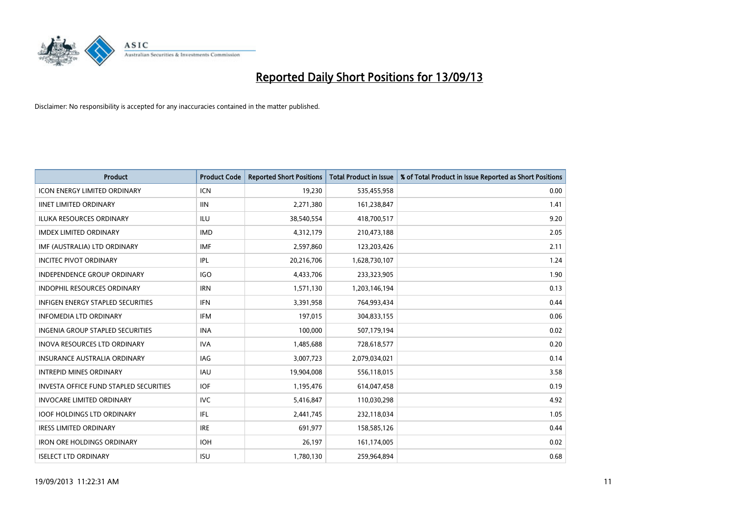# Reported Daily Short Positions for 13/09/13

Disclaimer: No responsibility is accepted for any inaccuracies contained in the matter published.

| Product | Product Code | Reported Short Positions | Total Product in Issue | % of Total Product in Issue Reported as Short Positions |
|---|---|---|---|---|
| ICON ENERGY LIMITED ORDINARY | ICN | 19,230 | 535,455,958 | 0.00 |
| IINET LIMITED ORDINARY | IIN | 2,271,380 | 161,238,847 | 1.41 |
| ILUKA RESOURCES ORDINARY | ILU | 38,540,554 | 418,700,517 | 9.20 |
| IMDEX LIMITED ORDINARY | IMD | 4,312,179 | 210,473,188 | 2.05 |
| IMF (AUSTRALIA) LTD ORDINARY | IMF | 2,597,860 | 123,203,426 | 2.11 |
| INCITEC PIVOT ORDINARY | IPL | 20,216,706 | 1,628,730,107 | 1.24 |
| INDEPENDENCE GROUP ORDINARY | IGO | 4,433,706 | 233,323,905 | 1.90 |
| INDOPHIL RESOURCES ORDINARY | IRN | 1,571,130 | 1,203,146,194 | 0.13 |
| INFIGEN ENERGY STAPLED SECURITIES | IFN | 3,391,958 | 764,993,434 | 0.44 |
| INFOMEDIA LTD ORDINARY | IFM | 197,015 | 304,833,155 | 0.06 |
| INGENIA GROUP STAPLED SECURITIES | INA | 100,000 | 507,179,194 | 0.02 |
| INOVA RESOURCES LTD ORDINARY | IVA | 1,485,688 | 728,618,577 | 0.20 |
| INSURANCE AUSTRALIA ORDINARY | IAG | 3,007,723 | 2,079,034,021 | 0.14 |
| INTREPID MINES ORDINARY | IAU | 19,904,008 | 556,118,015 | 3.58 |
| INVESTA OFFICE FUND STAPLED SECURITIES | IOF | 1,195,476 | 614,047,458 | 0.19 |
| INVOCARE LIMITED ORDINARY | IVC | 5,416,847 | 110,030,298 | 4.92 |
| IOOF HOLDINGS LTD ORDINARY | IFL | 2,441,745 | 232,118,034 | 1.05 |
| IRESS LIMITED ORDINARY | IRE | 691,977 | 158,585,126 | 0.44 |
| IRON ORE HOLDINGS ORDINARY | IOH | 26,197 | 161,174,005 | 0.02 |
| ISELECT LTD ORDINARY | ISU | 1,780,130 | 259,964,894 | 0.68 |

19/09/2013 11:22:31 AM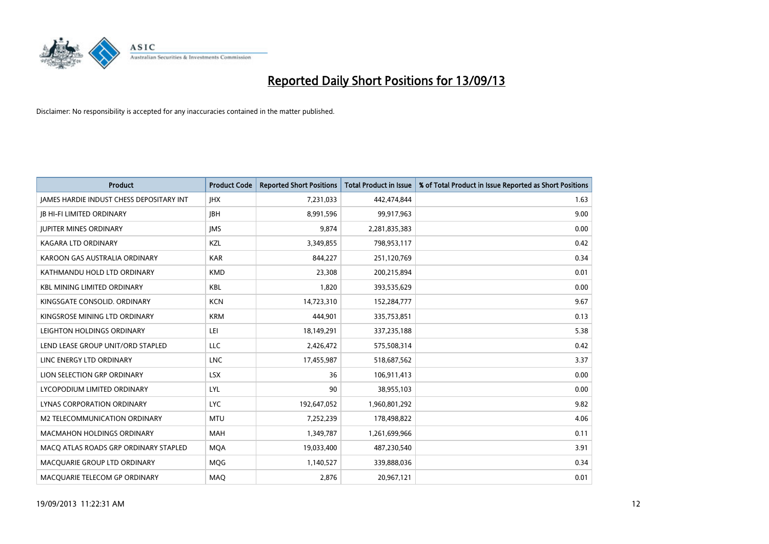# Reported Daily Short Positions for 13/09/13

Disclaimer: No responsibility is accepted for any inaccuracies contained in the matter published.

| Product | Product Code | Reported Short Positions | Total Product in Issue | % of Total Product in Issue Reported as Short Positions |
|---|---|---|---|---|
| JAMES HARDIE INDUST CHESS DEPOSITARY INT | JHX | 7,231,033 | 442,474,844 | 1.63 |
| JB HI-FI LIMITED ORDINARY | JBH | 8,991,596 | 99,917,963 | 9.00 |
| JUPITER MINES ORDINARY | JMS | 9,874 | 2,281,835,383 | 0.00 |
| KAGARA LTD ORDINARY | KZL | 3,349,855 | 798,953,117 | 0.42 |
| KAROON GAS AUSTRALIA ORDINARY | KAR | 844,227 | 251,120,769 | 0.34 |
| KATHMANDU HOLD LTD ORDINARY | KMD | 23,308 | 200,215,894 | 0.01 |
| KBL MINING LIMITED ORDINARY | KBL | 1,820 | 393,535,629 | 0.00 |
| KINGSGATE CONSOLID. ORDINARY | KCN | 14,723,310 | 152,284,777 | 9.67 |
| KINGSROSE MINING LTD ORDINARY | KRM | 444,901 | 335,753,851 | 0.13 |
| LEIGHTON HOLDINGS ORDINARY | LEI | 18,149,291 | 337,235,188 | 5.38 |
| LEND LEASE GROUP UNIT/ORD STAPLED | LLC | 2,426,472 | 575,508,314 | 0.42 |
| LINC ENERGY LTD ORDINARY | LNC | 17,455,987 | 518,687,562 | 3.37 |
| LION SELECTION GRP ORDINARY | LSX | 36 | 106,911,413 | 0.00 |
| LYCOPODIUM LIMITED ORDINARY | LYL | 90 | 38,955,103 | 0.00 |
| LYNAS CORPORATION ORDINARY | LYC | 192,647,052 | 1,960,801,292 | 9.82 |
| M2 TELECOMMUNICATION ORDINARY | MTU | 7,252,239 | 178,498,822 | 4.06 |
| MACMAHON HOLDINGS ORDINARY | MAH | 1,349,787 | 1,261,699,966 | 0.11 |
| MACQ ATLAS ROADS GRP ORDINARY STAPLED | MQA | 19,033,400 | 487,230,540 | 3.91 |
| MACQUARIE GROUP LTD ORDINARY | MQG | 1,140,527 | 339,888,036 | 0.34 |
| MACQUARIE TELECOM GP ORDINARY | MAQ | 2,876 | 20,967,121 | 0.01 |

19/09/2013 11:22:31 AM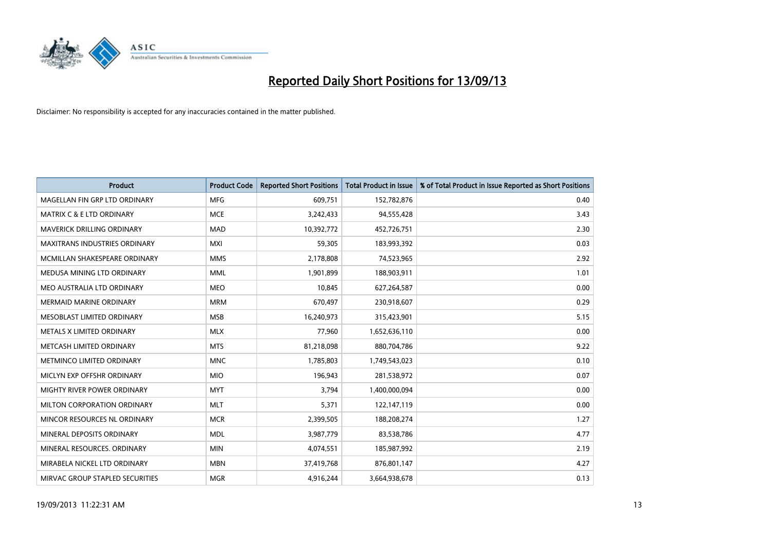# Reported Daily Short Positions for 13/09/13

Disclaimer: No responsibility is accepted for any inaccuracies contained in the matter published.

| Product | Product Code | Reported Short Positions | Total Product in Issue | % of Total Product in Issue Reported as Short Positions |
| --- | --- | --- | --- | --- |
| MAGELLAN FIN GRP LTD ORDINARY | MFG | 609,751 | 152,782,876 | 0.40 |
| MATRIX C & E LTD ORDINARY | MCE | 3,242,433 | 94,555,428 | 3.43 |
| MAVERICK DRILLING ORDINARY | MAD | 10,392,772 | 452,726,751 | 2.30 |
| MAXITRANS INDUSTRIES ORDINARY | MXI | 59,305 | 183,993,392 | 0.03 |
| MCMILLAN SHAKESPEARE ORDINARY | MMS | 2,178,808 | 74,523,965 | 2.92 |
| MEDUSA MINING LTD ORDINARY | MML | 1,901,899 | 188,903,911 | 1.01 |
| MEO AUSTRALIA LTD ORDINARY | MEO | 10,845 | 627,264,587 | 0.00 |
| MERMAID MARINE ORDINARY | MRM | 670,497 | 230,918,607 | 0.29 |
| MESOBLAST LIMITED ORDINARY | MSB | 16,240,973 | 315,423,901 | 5.15 |
| METALS X LIMITED ORDINARY | MLX | 77,960 | 1,652,636,110 | 0.00 |
| METCASH LIMITED ORDINARY | MTS | 81,218,098 | 880,704,786 | 9.22 |
| METMINCO LIMITED ORDINARY | MNC | 1,785,803 | 1,749,543,023 | 0.10 |
| MICLYN EXP OFFSHR ORDINARY | MIO | 196,943 | 281,538,972 | 0.07 |
| MIGHTY RIVER POWER ORDINARY | MYT | 3,794 | 1,400,000,094 | 0.00 |
| MILTON CORPORATION ORDINARY | MLT | 5,371 | 122,147,119 | 0.00 |
| MINCOR RESOURCES NL ORDINARY | MCR | 2,399,505 | 188,208,274 | 1.27 |
| MINERAL DEPOSITS ORDINARY | MDL | 3,987,779 | 83,538,786 | 4.77 |
| MINERAL RESOURCES. ORDINARY | MIN | 4,074,551 | 185,987,992 | 2.19 |
| MIRABELA NICKEL LTD ORDINARY | MBN | 37,419,768 | 876,801,147 | 4.27 |
| MIRVAC GROUP STAPLED SECURITIES | MGR | 4,916,244 | 3,664,938,678 | 0.13 |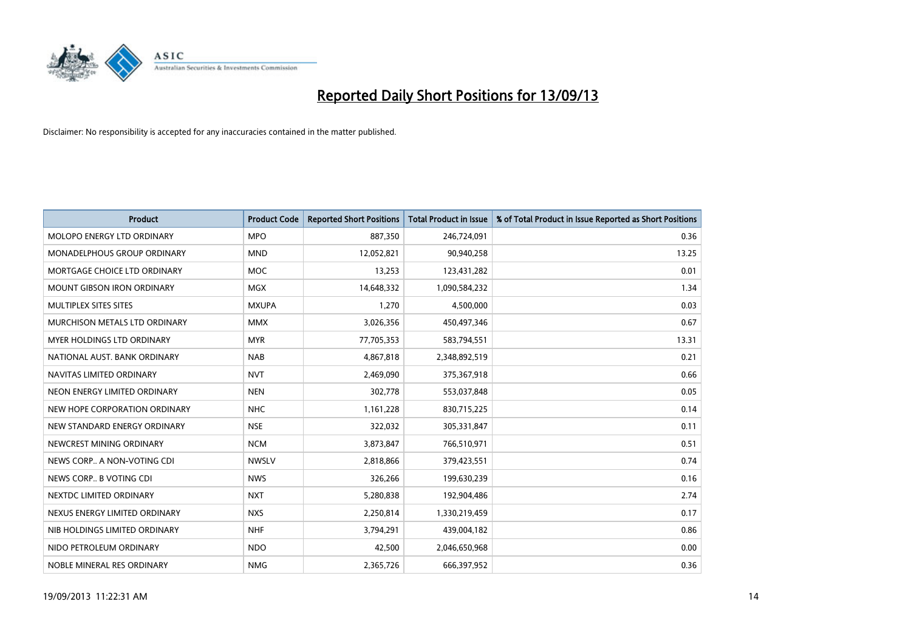# Reported Daily Short Positions for 13/09/13

Disclaimer: No responsibility is accepted for any inaccuracies contained in the matter published.

| Product | Product Code | Reported Short Positions | Total Product in Issue | % of Total Product in Issue Reported as Short Positions |
|---|---|---|---|---|
| MOLOPO ENERGY LTD ORDINARY | MPO | 887,350 | 246,724,091 | 0.36 |
| MONADELPHOUS GROUP ORDINARY | MND | 12,052,821 | 90,940,258 | 13.25 |
| MORTGAGE CHOICE LTD ORDINARY | MOC | 13,253 | 123,431,282 | 0.01 |
| MOUNT GIBSON IRON ORDINARY | MGX | 14,648,332 | 1,090,584,232 | 1.34 |
| MULTIPLEX SITES SITES | MXUPA | 1,270 | 4,500,000 | 0.03 |
| MURCHISON METALS LTD ORDINARY | MMX | 3,026,356 | 450,497,346 | 0.67 |
| MYER HOLDINGS LTD ORDINARY | MYR | 77,705,353 | 583,794,551 | 13.31 |
| NATIONAL AUST. BANK ORDINARY | NAB | 4,867,818 | 2,348,892,519 | 0.21 |
| NAVITAS LIMITED ORDINARY | NVT | 2,469,090 | 375,367,918 | 0.66 |
| NEON ENERGY LIMITED ORDINARY | NEN | 302,778 | 553,037,848 | 0.05 |
| NEW HOPE CORPORATION ORDINARY | NHC | 1,161,228 | 830,715,225 | 0.14 |
| NEW STANDARD ENERGY ORDINARY | NSE | 322,032 | 305,331,847 | 0.11 |
| NEWCREST MINING ORDINARY | NCM | 3,873,847 | 766,510,971 | 0.51 |
| NEWS CORP.. A NON-VOTING CDI | NWSLV | 2,818,866 | 379,423,551 | 0.74 |
| NEWS CORP.. B VOTING CDI | NWS | 326,266 | 199,630,239 | 0.16 |
| NEXTDC LIMITED ORDINARY | NXT | 5,280,838 | 192,904,486 | 2.74 |
| NEXUS ENERGY LIMITED ORDINARY | NXS | 2,250,814 | 1,330,219,459 | 0.17 |
| NIB HOLDINGS LIMITED ORDINARY | NHF | 3,794,291 | 439,004,182 | 0.86 |
| NIDO PETROLEUM ORDINARY | NDO | 42,500 | 2,046,650,968 | 0.00 |
| NOBLE MINERAL RES ORDINARY | NMG | 2,365,726 | 666,397,952 | 0.36 |

19/09/2013 11:22:31 AM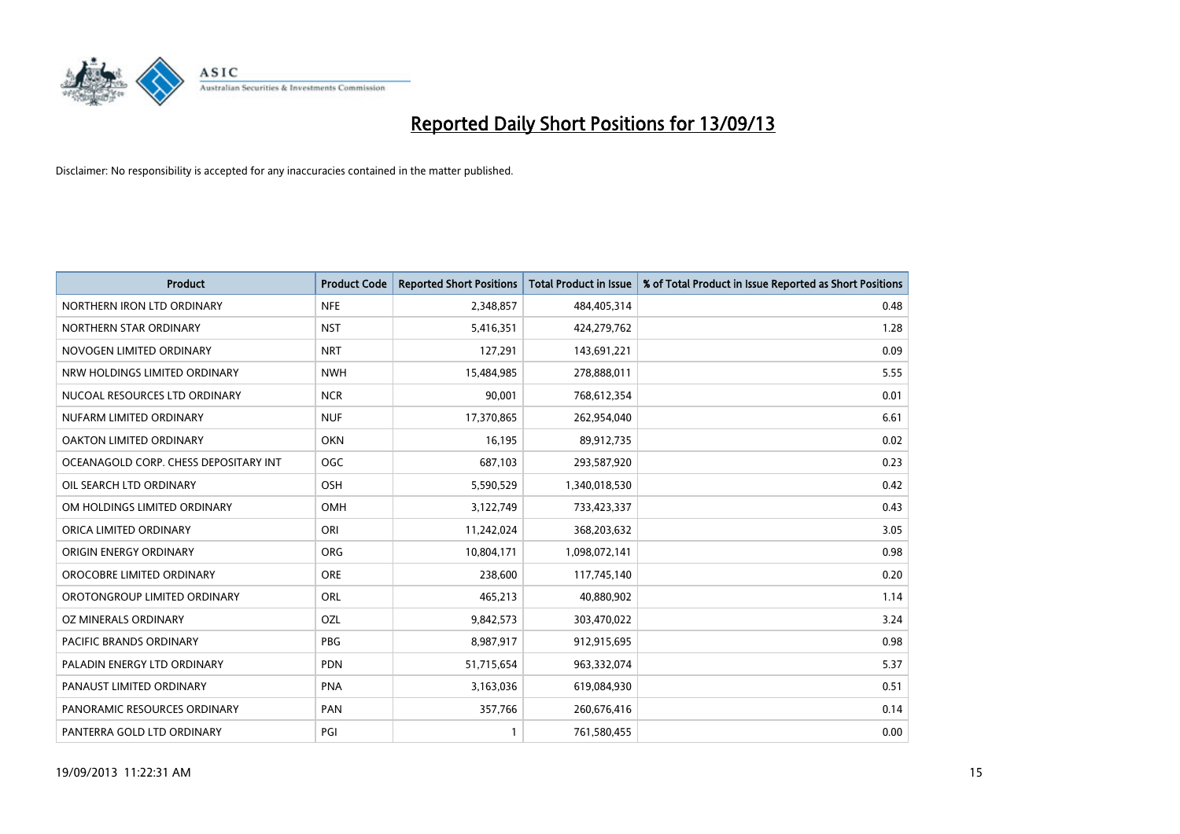# Reported Daily Short Positions for 13/09/13

Disclaimer: No responsibility is accepted for any inaccuracies contained in the matter published.

| Product | Product Code | Reported Short Positions | Total Product in Issue | % of Total Product in Issue Reported as Short Positions |
|---|---|---|---|---|
| NORTHERN IRON LTD ORDINARY | NFE | 2,348,857 | 484,405,314 | 0.48 |
| NORTHERN STAR ORDINARY | NST | 5,416,351 | 424,279,762 | 1.28 |
| NOVOGEN LIMITED ORDINARY | NRT | 127,291 | 143,691,221 | 0.09 |
| NRW HOLDINGS LIMITED ORDINARY | NWH | 15,484,985 | 278,888,011 | 5.55 |
| NUCOAL RESOURCES LTD ORDINARY | NCR | 90,001 | 768,612,354 | 0.01 |
| NUFARM LIMITED ORDINARY | NUF | 17,370,865 | 262,954,040 | 6.61 |
| OAKTON LIMITED ORDINARY | OKN | 16,195 | 89,912,735 | 0.02 |
| OCEANAGOLD CORP. CHESS DEPOSITARY INT | OGC | 687,103 | 293,587,920 | 0.23 |
| OIL SEARCH LTD ORDINARY | OSH | 5,590,529 | 1,340,018,530 | 0.42 |
| OM HOLDINGS LIMITED ORDINARY | OMH | 3,122,749 | 733,423,337 | 0.43 |
| ORICA LIMITED ORDINARY | ORI | 11,242,024 | 368,203,632 | 3.05 |
| ORIGIN ENERGY ORDINARY | ORG | 10,804,171 | 1,098,072,141 | 0.98 |
| OROCOBRE LIMITED ORDINARY | ORE | 238,600 | 117,745,140 | 0.20 |
| OROTONGROUP LIMITED ORDINARY | ORL | 465,213 | 40,880,902 | 1.14 |
| OZ MINERALS ORDINARY | OZL | 9,842,573 | 303,470,022 | 3.24 |
| PACIFIC BRANDS ORDINARY | PBG | 8,987,917 | 912,915,695 | 0.98 |
| PALADIN ENERGY LTD ORDINARY | PDN | 51,715,654 | 963,332,074 | 5.37 |
| PANAUST LIMITED ORDINARY | PNA | 3,163,036 | 619,084,930 | 0.51 |
| PANORAMIC RESOURCES ORDINARY | PAN | 357,766 | 260,676,416 | 0.14 |
| PANTERRA GOLD LTD ORDINARY | PGI | 1 | 761,580,455 | 0.00 |

19/09/2013 11:22:31 AM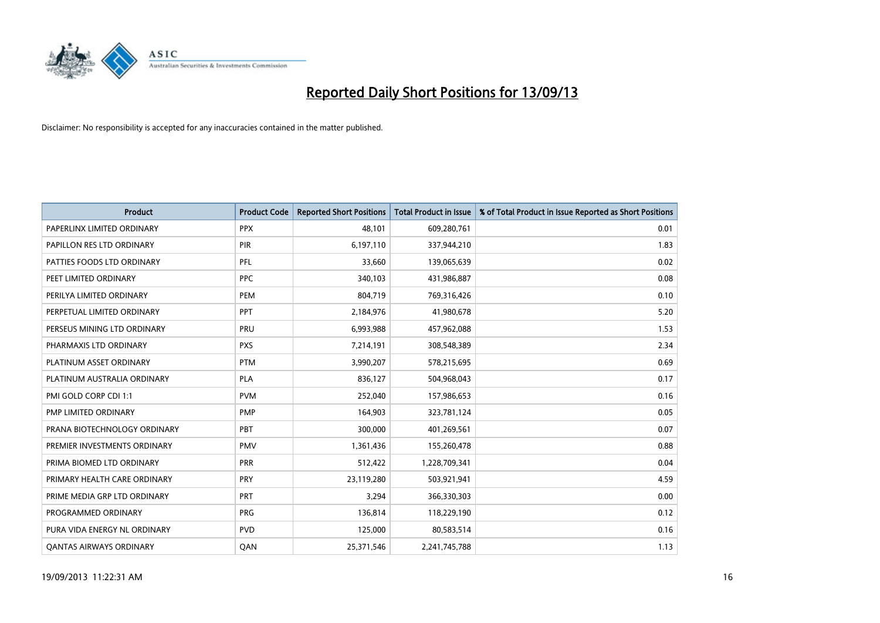# Reported Daily Short Positions for 13/09/13

Disclaimer: No responsibility is accepted for any inaccuracies contained in the matter published.

| Product | Product Code | Reported Short Positions | Total Product in Issue | % of Total Product in Issue Reported as Short Positions |
|---|---|---|---|---|
| PAPERLINX LIMITED ORDINARY | PPX | 48,101 | 609,280,761 | 0.01 |
| PAPILLON RES LTD ORDINARY | PIR | 6,197,110 | 337,944,210 | 1.83 |
| PATTIES FOODS LTD ORDINARY | PFL | 33,660 | 139,065,639 | 0.02 |
| PEET LIMITED ORDINARY | PPC | 340,103 | 431,986,887 | 0.08 |
| PERILYA LIMITED ORDINARY | PEM | 804,719 | 769,316,426 | 0.10 |
| PERPETUAL LIMITED ORDINARY | PPT | 2,184,976 | 41,980,678 | 5.20 |
| PERSEUS MINING LTD ORDINARY | PRU | 6,993,988 | 457,962,088 | 1.53 |
| PHARMAXIS LTD ORDINARY | PXS | 7,214,191 | 308,548,389 | 2.34 |
| PLATINUM ASSET ORDINARY | PTM | 3,990,207 | 578,215,695 | 0.69 |
| PLATINUM AUSTRALIA ORDINARY | PLA | 836,127 | 504,968,043 | 0.17 |
| PMI GOLD CORP CDI 1:1 | PVM | 252,040 | 157,986,653 | 0.16 |
| PMP LIMITED ORDINARY | PMP | 164,903 | 323,781,124 | 0.05 |
| PRANA BIOTECHNOLOGY ORDINARY | PBT | 300,000 | 401,269,561 | 0.07 |
| PREMIER INVESTMENTS ORDINARY | PMV | 1,361,436 | 155,260,478 | 0.88 |
| PRIMA BIOMED LTD ORDINARY | PRR | 512,422 | 1,228,709,341 | 0.04 |
| PRIMARY HEALTH CARE ORDINARY | PRY | 23,119,280 | 503,921,941 | 4.59 |
| PRIME MEDIA GRP LTD ORDINARY | PRT | 3,294 | 366,330,303 | 0.00 |
| PROGRAMMED ORDINARY | PRG | 136,814 | 118,229,190 | 0.12 |
| PURA VIDA ENERGY NL ORDINARY | PVD | 125,000 | 80,583,514 | 0.16 |
| QANTAS AIRWAYS ORDINARY | QAN | 25,371,546 | 2,241,745,788 | 1.13 |

19/09/2013 11:22:31 AM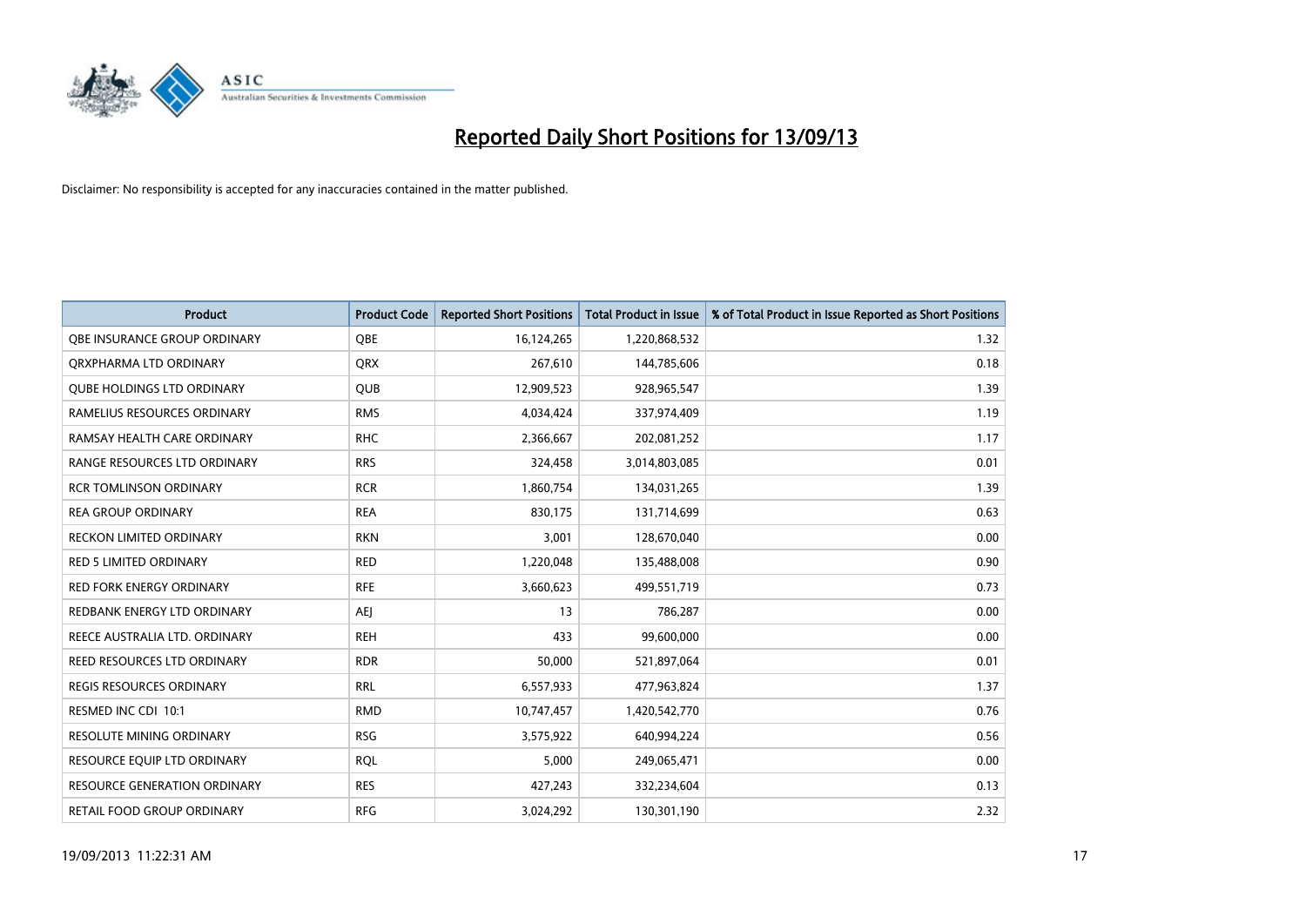# Reported Daily Short Positions for 13/09/13

Disclaimer: No responsibility is accepted for any inaccuracies contained in the matter published.

| Product | Product Code | Reported Short Positions | Total Product in Issue | % of Total Product in Issue Reported as Short Positions |
|---|---|---|---|---|
| QBE INSURANCE GROUP ORDINARY | QBE | 16,124,265 | 1,220,868,532 | 1.32 |
| QRXPHARMA LTD ORDINARY | QRX | 267,610 | 144,785,606 | 0.18 |
| QUBE HOLDINGS LTD ORDINARY | QUB | 12,909,523 | 928,965,547 | 1.39 |
| RAMELIUS RESOURCES ORDINARY | RMS | 4,034,424 | 337,974,409 | 1.19 |
| RAMSAY HEALTH CARE ORDINARY | RHC | 2,366,667 | 202,081,252 | 1.17 |
| RANGE RESOURCES LTD ORDINARY | RRS | 324,458 | 3,014,803,085 | 0.01 |
| RCR TOMLINSON ORDINARY | RCR | 1,860,754 | 134,031,265 | 1.39 |
| REA GROUP ORDINARY | REA | 830,175 | 131,714,699 | 0.63 |
| RECKON LIMITED ORDINARY | RKN | 3,001 | 128,670,040 | 0.00 |
| RED 5 LIMITED ORDINARY | RED | 1,220,048 | 135,488,008 | 0.90 |
| RED FORK ENERGY ORDINARY | RFE | 3,660,623 | 499,551,719 | 0.73 |
| REDBANK ENERGY LTD ORDINARY | AEJ | 13 | 786,287 | 0.00 |
| REECE AUSTRALIA LTD. ORDINARY | REH | 433 | 99,600,000 | 0.00 |
| REED RESOURCES LTD ORDINARY | RDR | 50,000 | 521,897,064 | 0.01 |
| REGIS RESOURCES ORDINARY | RRL | 6,557,933 | 477,963,824 | 1.37 |
| RESMED INC CDI 10:1 | RMD | 10,747,457 | 1,420,542,770 | 0.76 |
| RESOLUTE MINING ORDINARY | RSG | 3,575,922 | 640,994,224 | 0.56 |
| RESOURCE EQUIP LTD ORDINARY | RQL | 5,000 | 249,065,471 | 0.00 |
| RESOURCE GENERATION ORDINARY | RES | 427,243 | 332,234,604 | 0.13 |
| RETAIL FOOD GROUP ORDINARY | RFG | 3,024,292 | 130,301,190 | 2.32 |

19/09/2013 11:22:31 AM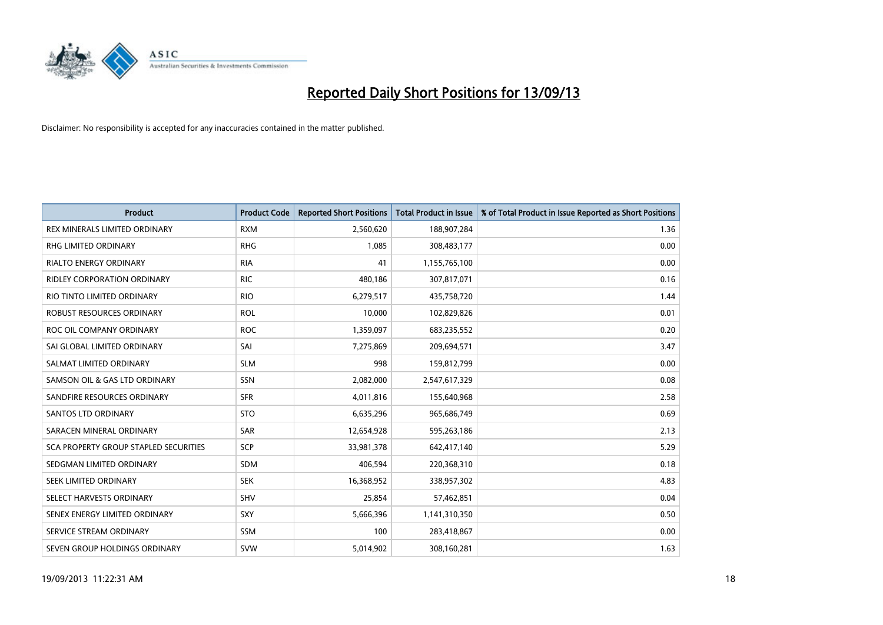# Reported Daily Short Positions for 13/09/13

Disclaimer: No responsibility is accepted for any inaccuracies contained in the matter published.

| Product | Product Code | Reported Short Positions | Total Product in Issue | % of Total Product in Issue Reported as Short Positions |
|---|---|---|---|---|
| REX MINERALS LIMITED ORDINARY | RXM | 2,560,620 | 188,907,284 | 1.36 |
| RHG LIMITED ORDINARY | RHG | 1,085 | 308,483,177 | 0.00 |
| RIALTO ENERGY ORDINARY | RIA | 41 | 1,155,765,100 | 0.00 |
| RIDLEY CORPORATION ORDINARY | RIC | 480,186 | 307,817,071 | 0.16 |
| RIO TINTO LIMITED ORDINARY | RIO | 6,279,517 | 435,758,720 | 1.44 |
| ROBUST RESOURCES ORDINARY | ROL | 10,000 | 102,829,826 | 0.01 |
| ROC OIL COMPANY ORDINARY | ROC | 1,359,097 | 683,235,552 | 0.20 |
| SAI GLOBAL LIMITED ORDINARY | SAI | 7,275,869 | 209,694,571 | 3.47 |
| SALMAT LIMITED ORDINARY | SLM | 998 | 159,812,799 | 0.00 |
| SAMSON OIL & GAS LTD ORDINARY | SSN | 2,082,000 | 2,547,617,329 | 0.08 |
| SANDFIRE RESOURCES ORDINARY | SFR | 4,011,816 | 155,640,968 | 2.58 |
| SANTOS LTD ORDINARY | STO | 6,635,296 | 965,686,749 | 0.69 |
| SARACEN MINERAL ORDINARY | SAR | 12,654,928 | 595,263,186 | 2.13 |
| SCA PROPERTY GROUP STAPLED SECURITIES | SCP | 33,981,378 | 642,417,140 | 5.29 |
| SEDGMAN LIMITED ORDINARY | SDM | 406,594 | 220,368,310 | 0.18 |
| SEEK LIMITED ORDINARY | SEK | 16,368,952 | 338,957,302 | 4.83 |
| SELECT HARVESTS ORDINARY | SHV | 25,854 | 57,462,851 | 0.04 |
| SENEX ENERGY LIMITED ORDINARY | SXY | 5,666,396 | 1,141,310,350 | 0.50 |
| SERVICE STREAM ORDINARY | SSM | 100 | 283,418,867 | 0.00 |
| SEVEN GROUP HOLDINGS ORDINARY | SVW | 5,014,902 | 308,160,281 | 1.63 |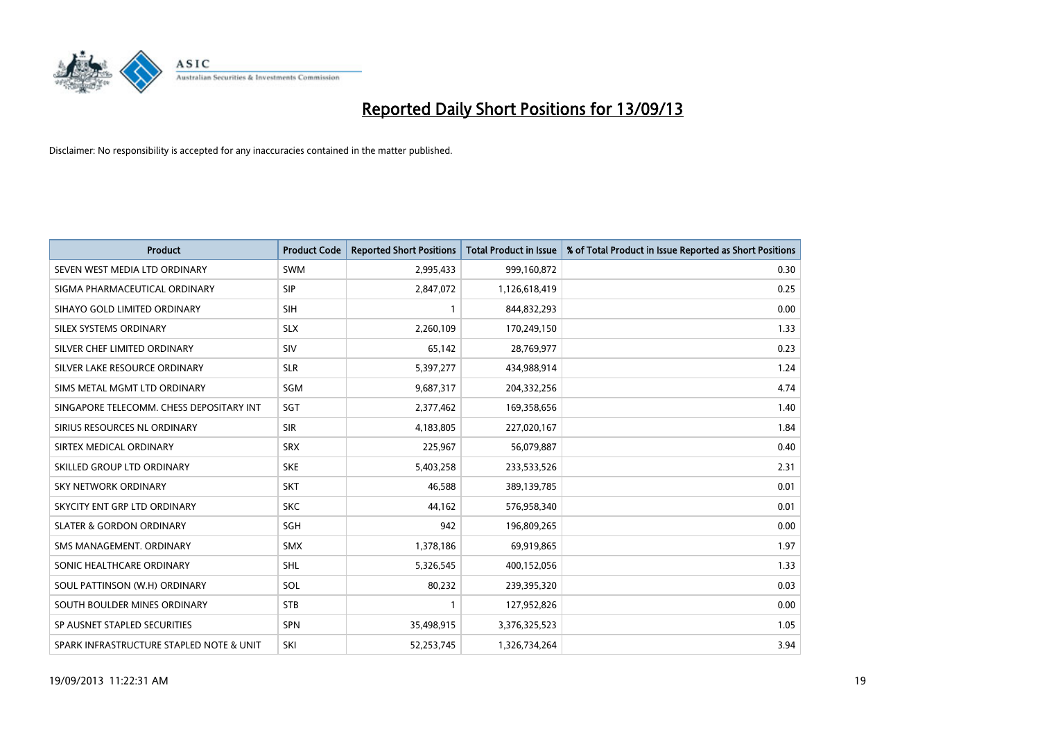# Reported Daily Short Positions for 13/09/13

Disclaimer: No responsibility is accepted for any inaccuracies contained in the matter published.

| Product | Product Code | Reported Short Positions | Total Product in Issue | % of Total Product in Issue Reported as Short Positions |
|---|---|---|---|---|
| SEVEN WEST MEDIA LTD ORDINARY | SWM | 2,995,433 | 999,160,872 | 0.30 |
| SIGMA PHARMACEUTICAL ORDINARY | SIP | 2,847,072 | 1,126,618,419 | 0.25 |
| SIHAYO GOLD LIMITED ORDINARY | SIH | 1 | 844,832,293 | 0.00 |
| SILEX SYSTEMS ORDINARY | SLX | 2,260,109 | 170,249,150 | 1.33 |
| SILVER CHEF LIMITED ORDINARY | SIV | 65,142 | 28,769,977 | 0.23 |
| SILVER LAKE RESOURCE ORDINARY | SLR | 5,397,277 | 434,988,914 | 1.24 |
| SIMS METAL MGMT LTD ORDINARY | SGM | 9,687,317 | 204,332,256 | 4.74 |
| SINGAPORE TELECOMM. CHESS DEPOSITARY INT | SGT | 2,377,462 | 169,358,656 | 1.40 |
| SIRIUS RESOURCES NL ORDINARY | SIR | 4,183,805 | 227,020,167 | 1.84 |
| SIRTEX MEDICAL ORDINARY | SRX | 225,967 | 56,079,887 | 0.40 |
| SKILLED GROUP LTD ORDINARY | SKE | 5,403,258 | 233,533,526 | 2.31 |
| SKY NETWORK ORDINARY | SKT | 46,588 | 389,139,785 | 0.01 |
| SKYCITY ENT GRP LTD ORDINARY | SKC | 44,162 | 576,958,340 | 0.01 |
| SLATER & GORDON ORDINARY | SGH | 942 | 196,809,265 | 0.00 |
| SMS MANAGEMENT. ORDINARY | SMX | 1,378,186 | 69,919,865 | 1.97 |
| SONIC HEALTHCARE ORDINARY | SHL | 5,326,545 | 400,152,056 | 1.33 |
| SOUL PATTINSON (W.H) ORDINARY | SOL | 80,232 | 239,395,320 | 0.03 |
| SOUTH BOULDER MINES ORDINARY | STB | 1 | 127,952,826 | 0.00 |
| SP AUSNET STAPLED SECURITIES | SPN | 35,498,915 | 3,376,325,523 | 1.05 |
| SPARK INFRASTRUCTURE STAPLED NOTE & UNIT | SKI | 52,253,745 | 1,326,734,264 | 3.94 |

19/09/2013 11:22:31 AM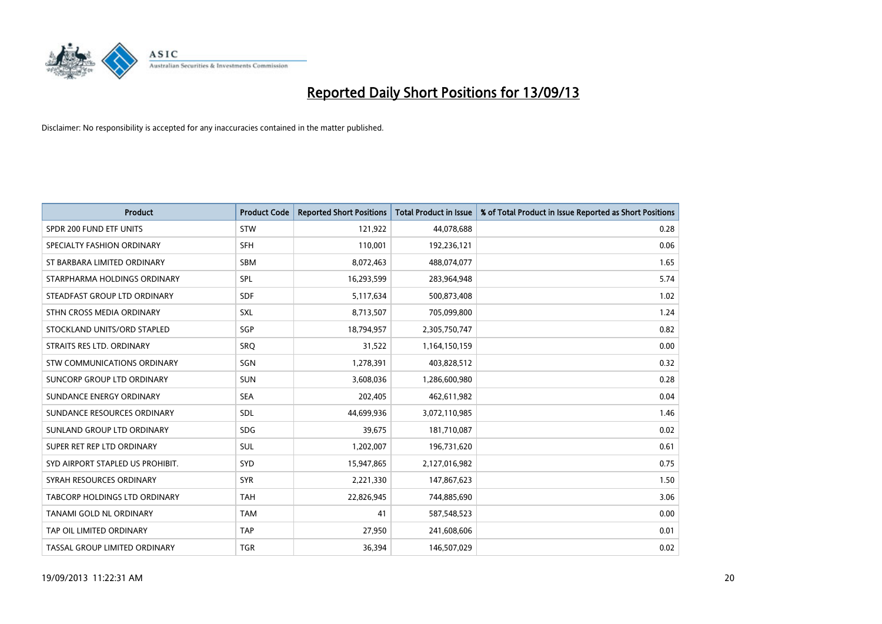# Reported Daily Short Positions for 13/09/13

Disclaimer: No responsibility is accepted for any inaccuracies contained in the matter published.

| Product | Product Code | Reported Short Positions | Total Product in Issue | % of Total Product in Issue Reported as Short Positions |
|---|---|---|---|---|
| SPDR 200 FUND ETF UNITS | STW | 121,922 | 44,078,688 | 0.28 |
| SPECIALTY FASHION ORDINARY | SFH | 110,001 | 192,236,121 | 0.06 |
| ST BARBARA LIMITED ORDINARY | SBM | 8,072,463 | 488,074,077 | 1.65 |
| STARPHARMA HOLDINGS ORDINARY | SPL | 16,293,599 | 283,964,948 | 5.74 |
| STEADFAST GROUP LTD ORDINARY | SDF | 5,117,634 | 500,873,408 | 1.02 |
| STHN CROSS MEDIA ORDINARY | SXL | 8,713,507 | 705,099,800 | 1.24 |
| STOCKLAND UNITS/ORD STAPLED | SGP | 18,794,957 | 2,305,750,747 | 0.82 |
| STRAITS RES LTD. ORDINARY | SRQ | 31,522 | 1,164,150,159 | 0.00 |
| STW COMMUNICATIONS ORDINARY | SGN | 1,278,391 | 403,828,512 | 0.32 |
| SUNCORP GROUP LTD ORDINARY | SUN | 3,608,036 | 1,286,600,980 | 0.28 |
| SUNDANCE ENERGY ORDINARY | SEA | 202,405 | 462,611,982 | 0.04 |
| SUNDANCE RESOURCES ORDINARY | SDL | 44,699,936 | 3,072,110,985 | 1.46 |
| SUNLAND GROUP LTD ORDINARY | SDG | 39,675 | 181,710,087 | 0.02 |
| SUPER RET REP LTD ORDINARY | SUL | 1,202,007 | 196,731,620 | 0.61 |
| SYD AIRPORT STAPLED US PROHIBIT. | SYD | 15,947,865 | 2,127,016,982 | 0.75 |
| SYRAH RESOURCES ORDINARY | SYR | 2,221,330 | 147,867,623 | 1.50 |
| TABCORP HOLDINGS LTD ORDINARY | TAH | 22,826,945 | 744,885,690 | 3.06 |
| TANAMI GOLD NL ORDINARY | TAM | 41 | 587,548,523 | 0.00 |
| TAP OIL LIMITED ORDINARY | TAP | 27,950 | 241,608,606 | 0.01 |
| TASSAL GROUP LIMITED ORDINARY | TGR | 36,394 | 146,507,029 | 0.02 |

19/09/2013 11:22:31 AM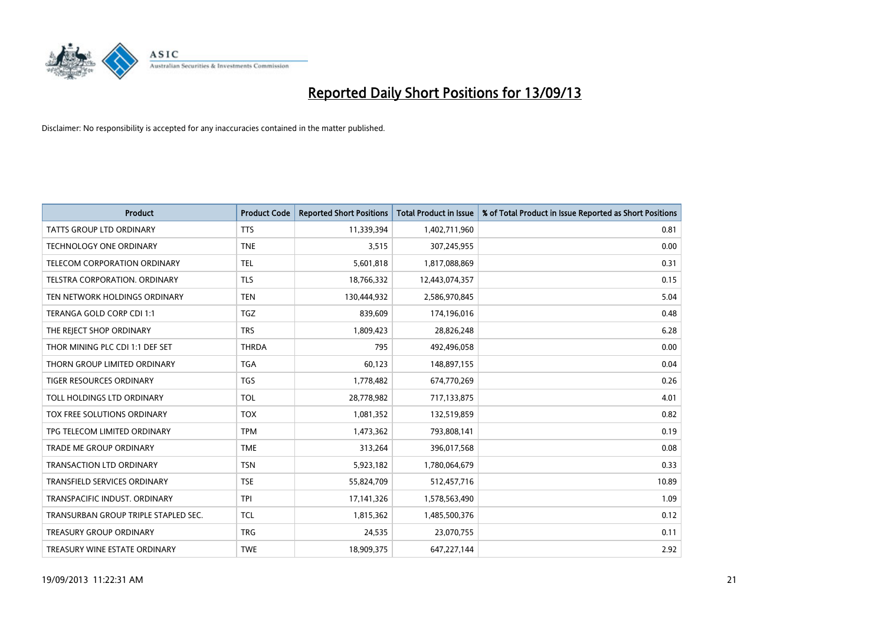# Reported Daily Short Positions for 13/09/13

Disclaimer: No responsibility is accepted for any inaccuracies contained in the matter published.

| Product | Product Code | Reported Short Positions | Total Product in Issue | % of Total Product in Issue Reported as Short Positions |
|---|---|---|---|---|
| TATTS GROUP LTD ORDINARY | TTS | 11,339,394 | 1,402,711,960 | 0.81 |
| TECHNOLOGY ONE ORDINARY | TNE | 3,515 | 307,245,955 | 0.00 |
| TELECOM CORPORATION ORDINARY | TEL | 5,601,818 | 1,817,088,869 | 0.31 |
| TELSTRA CORPORATION. ORDINARY | TLS | 18,766,332 | 12,443,074,357 | 0.15 |
| TEN NETWORK HOLDINGS ORDINARY | TEN | 130,444,932 | 2,586,970,845 | 5.04 |
| TERANGA GOLD CORP CDI 1:1 | TGZ | 839,609 | 174,196,016 | 0.48 |
| THE REJECT SHOP ORDINARY | TRS | 1,809,423 | 28,826,248 | 6.28 |
| THOR MINING PLC CDI 1:1 DEF SET | THRDA | 795 | 492,496,058 | 0.00 |
| THORN GROUP LIMITED ORDINARY | TGA | 60,123 | 148,897,155 | 0.04 |
| TIGER RESOURCES ORDINARY | TGS | 1,778,482 | 674,770,269 | 0.26 |
| TOLL HOLDINGS LTD ORDINARY | TOL | 28,778,982 | 717,133,875 | 4.01 |
| TOX FREE SOLUTIONS ORDINARY | TOX | 1,081,352 | 132,519,859 | 0.82 |
| TPG TELECOM LIMITED ORDINARY | TPM | 1,473,362 | 793,808,141 | 0.19 |
| TRADE ME GROUP ORDINARY | TME | 313,264 | 396,017,568 | 0.08 |
| TRANSACTION LTD ORDINARY | TSN | 5,923,182 | 1,780,064,679 | 0.33 |
| TRANSFIELD SERVICES ORDINARY | TSE | 55,824,709 | 512,457,716 | 10.89 |
| TRANSPACIFIC INDUST. ORDINARY | TPI | 17,141,326 | 1,578,563,490 | 1.09 |
| TRANSURBAN GROUP TRIPLE STAPLED SEC. | TCL | 1,815,362 | 1,485,500,376 | 0.12 |
| TREASURY GROUP ORDINARY | TRG | 24,535 | 23,070,755 | 0.11 |
| TREASURY WINE ESTATE ORDINARY | TWE | 18,909,375 | 647,227,144 | 2.92 |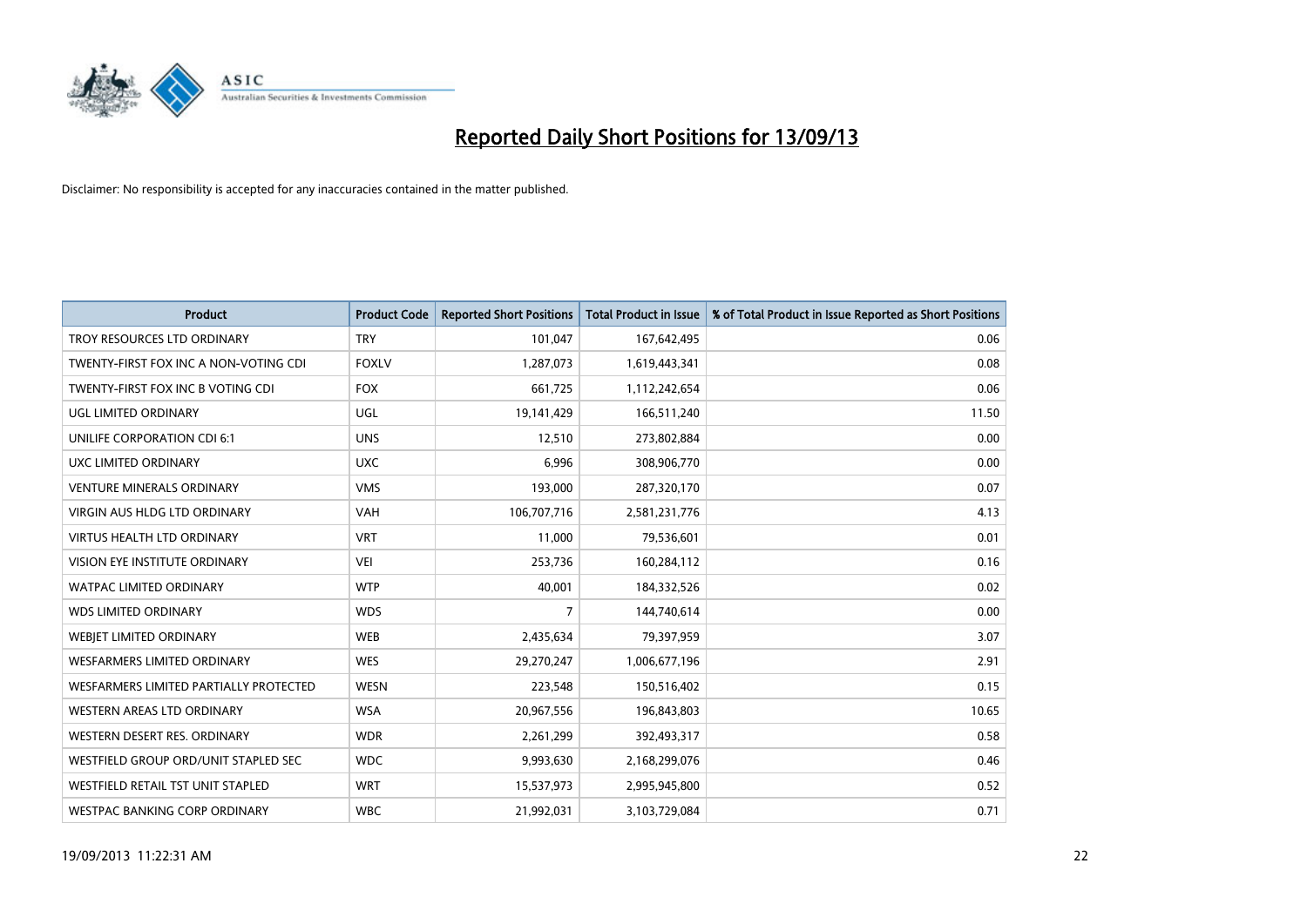# Reported Daily Short Positions for 13/09/13

Disclaimer: No responsibility is accepted for any inaccuracies contained in the matter published.

| Product | Product Code | Reported Short Positions | Total Product in Issue | % of Total Product in Issue Reported as Short Positions |
|---|---|---|---|---|
| TROY RESOURCES LTD ORDINARY | TRY | 101,047 | 167,642,495 | 0.06 |
| TWENTY-FIRST FOX INC A NON-VOTING CDI | FOXLV | 1,287,073 | 1,619,443,341 | 0.08 |
| TWENTY-FIRST FOX INC B VOTING CDI | FOX | 661,725 | 1,112,242,654 | 0.06 |
| UGL LIMITED ORDINARY | UGL | 19,141,429 | 166,511,240 | 11.50 |
| UNILIFE CORPORATION CDI 6:1 | UNS | 12,510 | 273,802,884 | 0.00 |
| UXC LIMITED ORDINARY | UXC | 6,996 | 308,906,770 | 0.00 |
| VENTURE MINERALS ORDINARY | VMS | 193,000 | 287,320,170 | 0.07 |
| VIRGIN AUS HLDG LTD ORDINARY | VAH | 106,707,716 | 2,581,231,776 | 4.13 |
| VIRTUS HEALTH LTD ORDINARY | VRT | 11,000 | 79,536,601 | 0.01 |
| VISION EYE INSTITUTE ORDINARY | VEI | 253,736 | 160,284,112 | 0.16 |
| WATPAC LIMITED ORDINARY | WTP | 40,001 | 184,332,526 | 0.02 |
| WDS LIMITED ORDINARY | WDS | 7 | 144,740,614 | 0.00 |
| WEBJET LIMITED ORDINARY | WEB | 2,435,634 | 79,397,959 | 3.07 |
| WESFARMERS LIMITED ORDINARY | WES | 29,270,247 | 1,006,677,196 | 2.91 |
| WESFARMERS LIMITED PARTIALLY PROTECTED | WESN | 223,548 | 150,516,402 | 0.15 |
| WESTERN AREAS LTD ORDINARY | WSA | 20,967,556 | 196,843,803 | 10.65 |
| WESTERN DESERT RES. ORDINARY | WDR | 2,261,299 | 392,493,317 | 0.58 |
| WESTFIELD GROUP ORD/UNIT STAPLED SEC | WDC | 9,993,630 | 2,168,299,076 | 0.46 |
| WESTFIELD RETAIL TST UNIT STAPLED | WRT | 15,537,973 | 2,995,945,800 | 0.52 |
| WESTPAC BANKING CORP ORDINARY | WBC | 21,992,031 | 3,103,729,084 | 0.71 |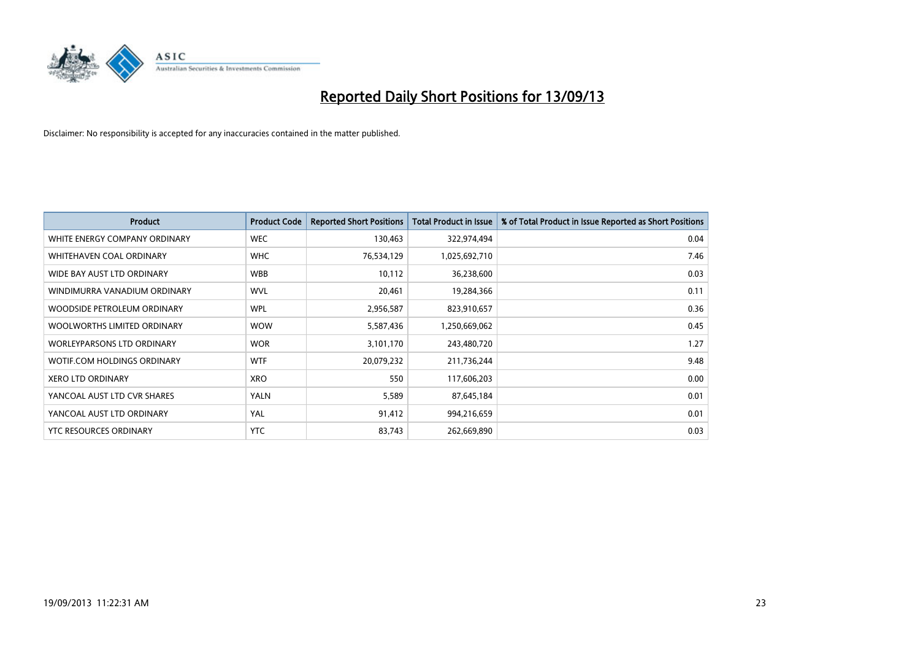# Reported Daily Short Positions for 13/09/13

Disclaimer: No responsibility is accepted for any inaccuracies contained in the matter published.

| Product | Product Code | Reported Short Positions | Total Product in Issue | % of Total Product in Issue Reported as Short Positions |
|---|---|---|---|---|
| WHITE ENERGY COMPANY ORDINARY | WEC | 130,463 | 322,974,494 | 0.04 |
| WHITEHAVEN COAL ORDINARY | WHC | 76,534,129 | 1,025,692,710 | 7.46 |
| WIDE BAY AUST LTD ORDINARY | WBB | 10,112 | 36,238,600 | 0.03 |
| WINDIMURRA VANADIUM ORDINARY | WVL | 20,461 | 19,284,366 | 0.11 |
| WOODSIDE PETROLEUM ORDINARY | WPL | 2,956,587 | 823,910,657 | 0.36 |
| WOOLWORTHS LIMITED ORDINARY | WOW | 5,587,436 | 1,250,669,062 | 0.45 |
| WORLEYPARSONS LTD ORDINARY | WOR | 3,101,170 | 243,480,720 | 1.27 |
| WOTIF.COM HOLDINGS ORDINARY | WTF | 20,079,232 | 211,736,244 | 9.48 |
| XERO LTD ORDINARY | XRO | 550 | 117,606,203 | 0.00 |
| YANCOAL AUST LTD CVR SHARES | YALN | 5,589 | 87,645,184 | 0.01 |
| YANCOAL AUST LTD ORDINARY | YAL | 91,412 | 994,216,659 | 0.01 |
| YTC RESOURCES ORDINARY | YTC | 83,743 | 262,669,890 | 0.03 |

19/09/2013 11:22:31 AM